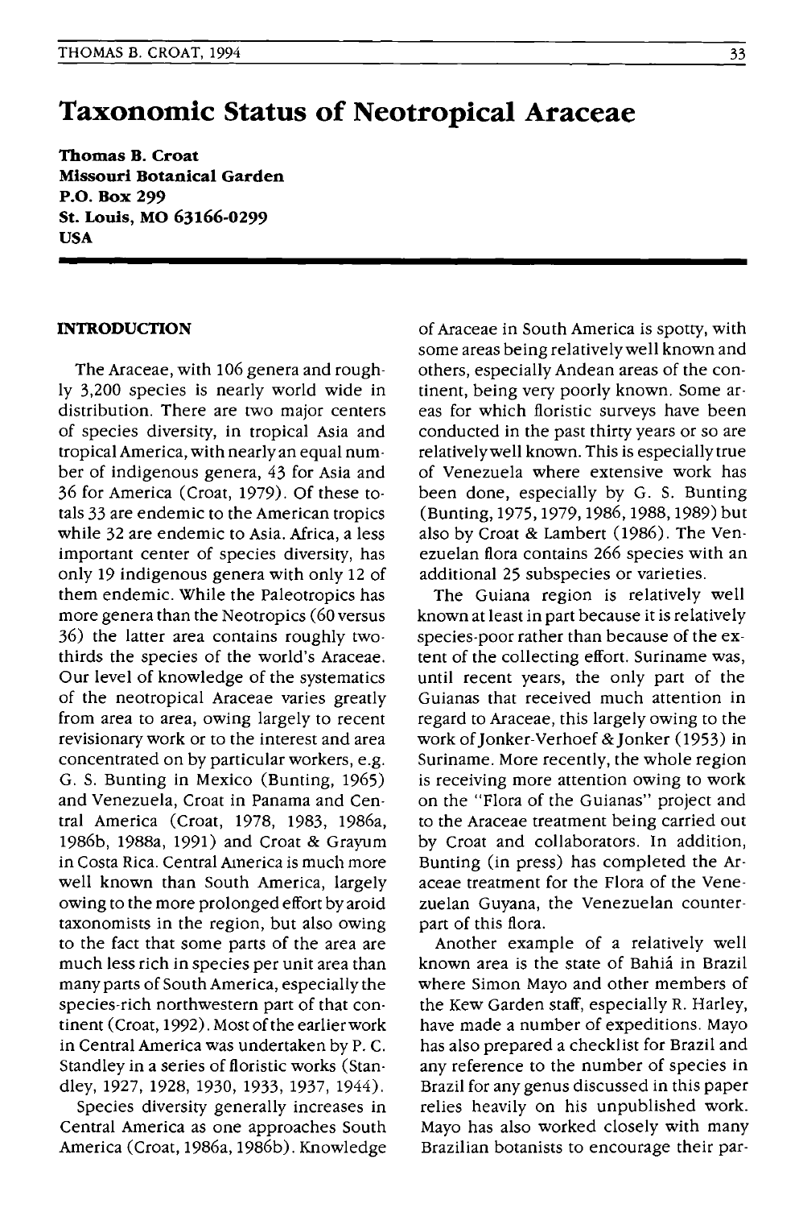# Taxonomic Status of Neotropical Araceae

**Thomas B. Croat**
**Missouri Botanical Garden**
**P.O. Box 299**
**St. Louis, MO 63166-0299**
**USA**

## INTRODUCTION

The Araceae, with 106 genera and roughly 3,200 species is nearly world wide in distribution. There are two major centers of species diversity, in tropical Asia and tropical America, with nearly an equal number of indigenous genera, 43 for Asia and 36 for America (Croat, 1979). Of these totals 33 are endemic to the American tropics while 32 are endemic to Asia. Africa, a less important center of species diversity, has only 19 indigenous genera with only 12 of them endemic. While the Paleotropics has more genera than the Neotropics (60 versus 36) the latter area contains roughly two-thirds the species of the world's Araceae. Our level of knowledge of the systematics of the neotropical Araceae varies greatly from area to area, owing largely to recent revisionary work or to the interest and area concentrated on by particular workers, e.g. G. S. Bunting in Mexico (Bunting, 1965) and Venezuela, Croat in Panama and Central America (Croat, 1978, 1983, 1986a, 1986b, 1988a, 1991) and Croat & Grayum in Costa Rica. Central America is much more well known than South America, largely owing to the more prolonged effort by aroid taxonomists in the region, but also owing to the fact that some parts of the area are much less rich in species per unit area than many parts of South America, especially the species-rich northwestern part of that continent (Croat, 1992). Most of the earlier work in Central America was undertaken by P. C. Standley in a series of floristic works (Standley, 1927, 1928, 1930, 1933, 1937, 1944).

Species diversity generally increases in Central America as one approaches South America (Croat, 1986a, 1986b). Knowledge of Araceae in South America is spotty, with some areas being relatively well known and others, especially Andean areas of the continent, being very poorly known. Some areas for which floristic surveys have been conducted in the past thirty years or so are relatively well known. This is especially true of Venezuela where extensive work has been done, especially by G. S. Bunting (Bunting, 1975, 1979, 1986, 1988, 1989) but also by Croat & Lambert (1986). The Venezuelan flora contains 266 species with an additional 25 subspecies or varieties.

The Guiana region is relatively well known at least in part because it is relatively species-poor rather than because of the extent of the collecting effort. Suriname was, until recent years, the only part of the Guianas that received much attention in regard to Araceae, this largely owing to the work of Jonker-Verhoef & Jonker (1953) in Suriname. More recently, the whole region is receiving more attention owing to work on the "Flora of the Guianas" project and to the Araceae treatment being carried out by Croat and collaborators. In addition, Bunting (in press) has completed the Araceae treatment for the Flora of the Venezuelan Guyana, the Venezuelan counterpart of this flora.

Another example of a relatively well known area is the state of Bahiá in Brazil where Simon Mayo and other members of the Kew Garden staff, especially R. Harley, have made a number of expeditions. Mayo has also prepared a checklist for Brazil and any reference to the number of species in Brazil for any genus discussed in this paper relies heavily on his unpublished work. Mayo has also worked closely with many Brazilian botanists to encourage their par-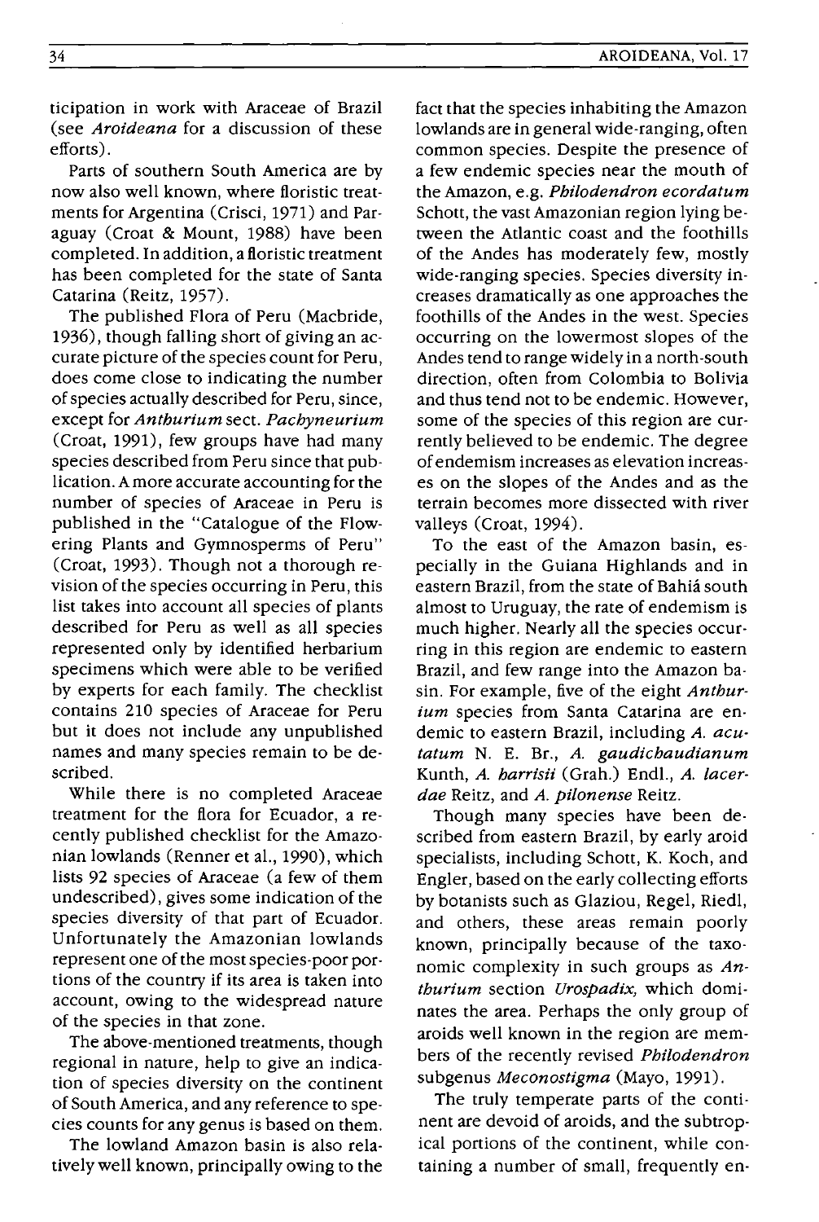ticipation in work with Araceae of Brazil (see *Aroideana* for a discussion of these efforts).

Parts of southern South America are by now also well known, where floristic treatments for Argentina (Crisci, 1971) and Paraguay (Croat & Mount, 1988) have been completed. In addition, a floristic treatment has been completed for the state of Santa Catarina (Reitz, 1957).

The published Flora of Peru (Macbride, 1936), though falling short of giving an accurate picture of the species count for Peru, does come close to indicating the number of species actually described for Peru, since, except for *Anthurium* sect. *Pachyneurium* (Croat, 1991), few groups have had many species described from Peru since that publication. A more accurate accounting for the number of species of Araceae in Peru is published in the "Catalogue of the Flowering Plants and Gymnosperms of Peru" (Croat, 1993). Though not a thorough revision of the species occurring in Peru, this list takes into account all species of plants described for Peru as well as all species represented only by identified herbarium specimens which were able to be verified by experts for each family. The checklist contains 210 species of Araceae for Peru but it does not include any unpublished names and many species remain to be described.

While there is no completed Araceae treatment for the flora for Ecuador, a recently published checklist for the Amazonian lowlands (Renner et al., 1990), which lists 92 species of Araceae (a few of them undescribed), gives some indication of the species diversity of that part of Ecuador. Unfortunately the Amazonian lowlands represent one of the most species-poor portions of the country if its area is taken into account, owing to the widespread nature of the species in that zone.

The above-mentioned treatments, though regional in nature, help to give an indication of species diversity on the continent of South America, and any reference to species counts for any genus is based on them.

The lowland Amazon basin is also relatively well known, principally owing to the fact that the species inhabiting the Amazon lowlands are in general wide-ranging, often common species. Despite the presence of a few endemic species near the mouth of the Amazon, e.g. *Philodendron ecordatum* Schott, the vast Amazonian region lying between the Atlantic coast and the foothills of the Andes has moderately few, mostly wide-ranging species. Species diversity increases dramatically as one approaches the foothills of the Andes in the west. Species occurring on the lowermost slopes of the Andes tend to range widely in a north-south direction, often from Colombia to Bolivia and thus tend not to be endemic. However, some of the species of this region are currently believed to be endemic. The degree of endemism increases as elevation increases on the slopes of the Andes and as the terrain becomes more dissected with river valleys (Croat, 1994).

To the east of the Amazon basin, especially in the Guiana Highlands and in eastern Brazil, from the state of Bahiá south almost to Uruguay, the rate of endemism is much higher. Nearly all the species occurring in this region are endemic to eastern Brazil, and few range into the Amazon basin. For example, five of the eight *Anthurium* species from Santa Catarina are endemic to eastern Brazil, including *A. acutatum* N. E. Br., *A. gaudichaudianum* Kunth, *A. harrisii* (Grah.) Endl., *A. lacerdae* Reitz, and *A. pilonense* Reitz.

Though many species have been described from eastern Brazil, by early aroid specialists, including Schott, K. Koch, and Engler, based on the early collecting efforts by botanists such as Glaziou, Regel, Riedl, and others, these areas remain poorly known, principally because of the taxonomic complexity in such groups as *Anthurium* section *Urospadix,* which dominates the area. Perhaps the only group of aroids well known in the region are members of the recently revised *Philodendron* subgenus *Meconostigma* (Mayo, 1991).

The truly temperate parts of the continent are devoid of aroids, and the subtropical portions of the continent, while containing a number of small, frequently en-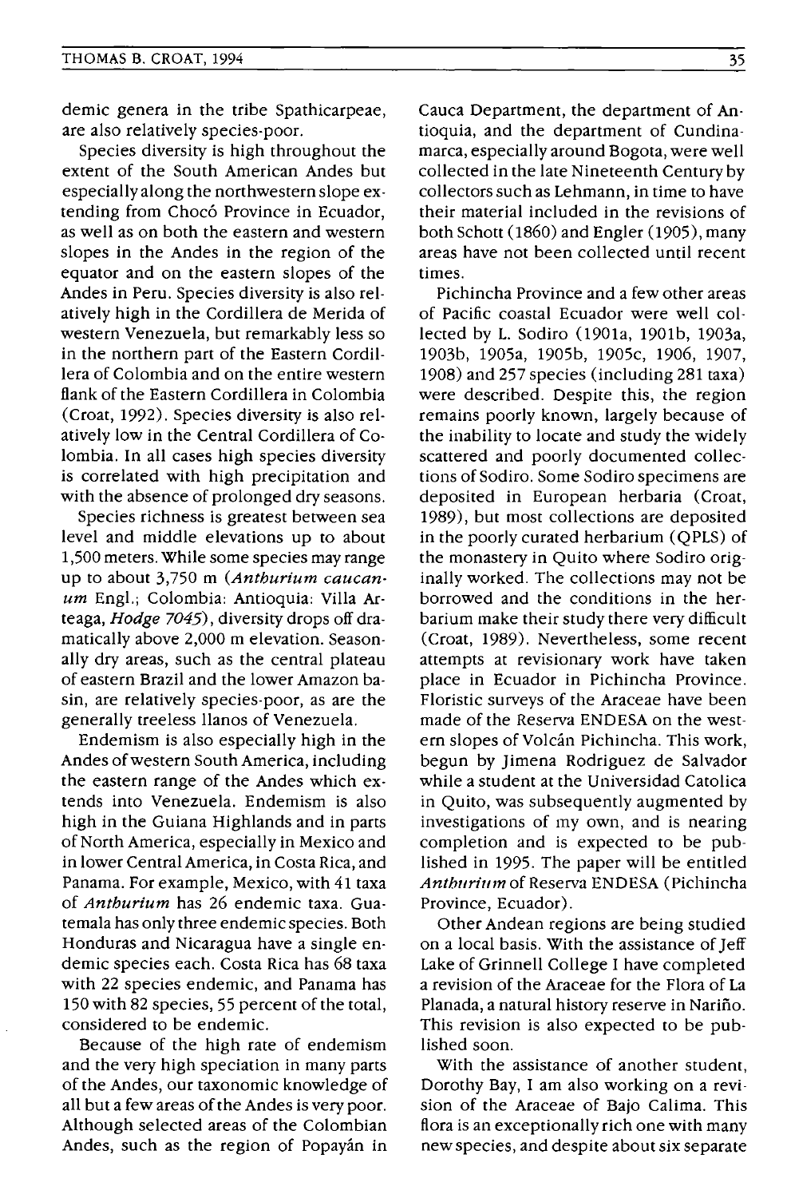demic genera in the tribe Spathicarpeae, are also relatively species-poor.

Species diversity is high throughout the extent of the South American Andes but especially along the northwestern slope extending from Chocó Province in Ecuador, as well as on both the eastern and western slopes in the Andes in the region of the equator and on the eastern slopes of the Andes in Peru. Species diversity is also relatively high in the Cordillera de Merida of western Venezuela, but remarkably less so in the northern part of the Eastern Cordillera of Colombia and on the entire western flank of the Eastern Cordillera in Colombia (Croat, 1992). Species diversity is also relatively low in the Central Cordillera of Colombia. In all cases high species diversity is correlated with high precipitation and with the absence of prolonged dry seasons.

Species richness is greatest between sea level and middle elevations up to about 1,500 meters. While some species may range up to about 3,750 m (*Anthurium caucanum* Engl.; Colombia: Antioquia: Villa Arteaga, *Hodge 7045*), diversity drops off dramatically above 2,000 m elevation. Seasonally dry areas, such as the central plateau of eastern Brazil and the lower Amazon basin, are relatively species-poor, as are the generally treeless llanos of Venezuela.

Endemism is also especially high in the Andes of western South America, including the eastern range of the Andes which extends into Venezuela. Endemism is also high in the Guiana Highlands and in parts of North America, especially in Mexico and in lower Central America, in Costa Rica, and Panama. For example, Mexico, with 41 taxa of *Anthurium* has 26 endemic taxa. Guatemala has only three endemic species. Both Honduras and Nicaragua have a single endemic species each. Costa Rica has 68 taxa with 22 species endemic, and Panama has 150 with 82 species, 55 percent of the total, considered to be endemic.

Because of the high rate of endemism and the very high speciation in many parts of the Andes, our taxonomic knowledge of all but a few areas of the Andes is very poor. Although selected areas of the Colombian Andes, such as the region of Popayán in Cauca Department, the department of Antioquia, and the department of Cundinamarca, especially around Bogota, were well collected in the late Nineteenth Century by collectors such as Lehmann, in time to have their material included in the revisions of both Schott (1860) and Engler (1905), many areas have not been collected until recent times.

Pichincha Province and a few other areas of Pacific coastal Ecuador were well collected by L. Sodiro (1901a, 1901b, 1903a, 1903b, 1905a, 1905b, 1905c, 1906, 1907, 1908) and 257 species (including 281 taxa) were described. Despite this, the region remains poorly known, largely because of the inability to locate and study the widely scattered and poorly documented collections of Sodiro. Some Sodiro specimens are deposited in European herbaria (Croat, 1989), but most collections are deposited in the poorly curated herbarium (QPLS) of the monastery in Quito where Sodiro originally worked. The collections may not be borrowed and the conditions in the herbarium make their study there very difficult (Croat, 1989). Nevertheless, some recent attempts at revisionary work have taken place in Ecuador in Pichincha Province. Floristic surveys of the Araceae have been made of the Reserva ENDESA on the western slopes of Volcán Pichincha. This work, begun by Jimena Rodriguez de Salvador while a student at the Universidad Catolica in Quito, was subsequently augmented by investigations of my own, and is nearing completion and is expected to be published in 1995. The paper will be entitled *Anthurium* of Reserva ENDESA (Pichincha Province, Ecuador).

Other Andean regions are being studied on a local basis. With the assistance of Jeff Lake of Grinnell College I have completed a revision of the Araceae for the Flora of La Planada, a natural history reserve in Nariño. This revision is also expected to be published soon.

With the assistance of another student, Dorothy Bay, I am also working on a revision of the Araceae of Bajo Calima. This flora is an exceptionally rich one with many new species, and despite about six separate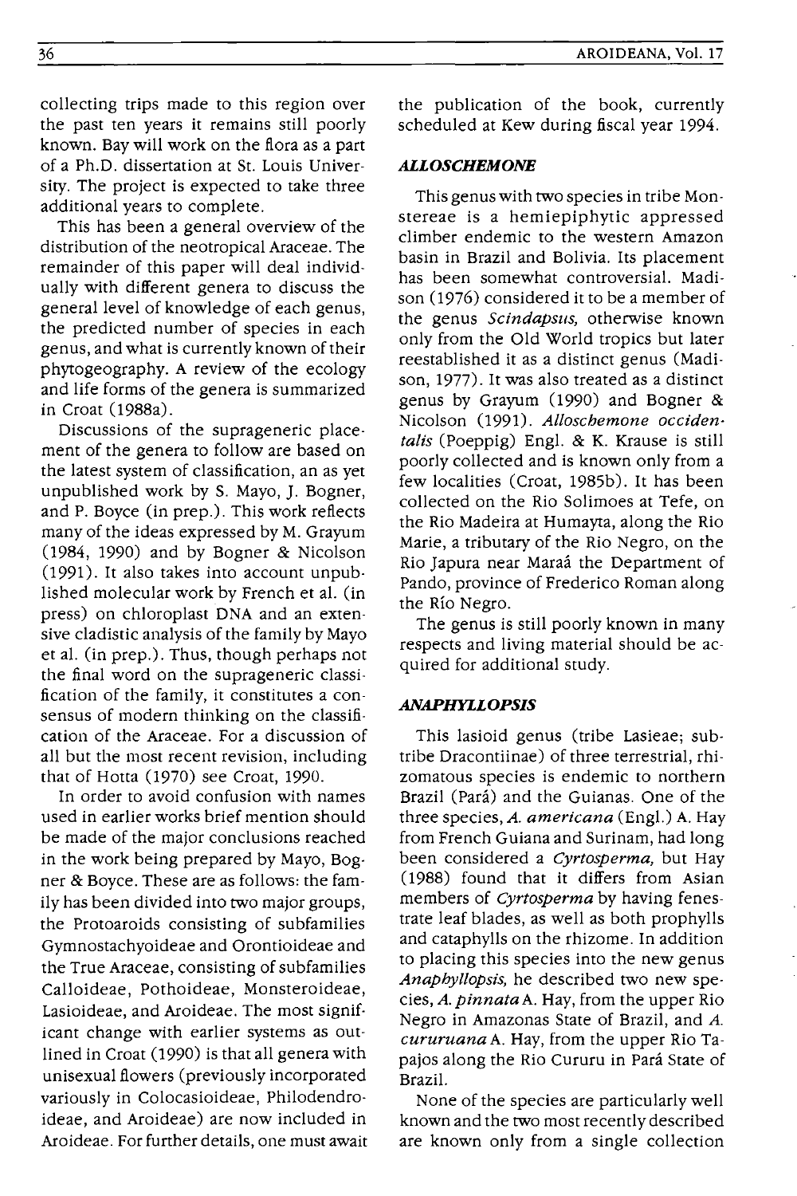collecting trips made to this region over the past ten years it remains still poorly known. Bay will work on the flora as a part of a Ph.D. dissertation at St. Louis University. The project is expected to take three additional years to complete.

This has been a general overview of the distribution of the neotropical Araceae. The remainder of this paper will deal individually with different genera to discuss the general level of knowledge of each genus, the predicted number of species in each genus, and what is currently known of their phytogeography. A review of the ecology and life forms of the genera is summarized in Croat (1988a).

Discussions of the suprageneric placement of the genera to follow are based on the latest system of classification, an as yet unpublished work by S. Mayo, J. Bogner, and P. Boyce (in prep.). This work reflects many of the ideas expressed by M. Grayum (1984, 1990) and by Bogner & Nicolson (1991). It also takes into account unpublished molecular work by French et al. (in press) on chloroplast DNA and an extensive cladistic analysis of the family by Mayo et al. (in prep.). Thus, though perhaps not the final word on the suprageneric classification of the family, it constitutes a consensus of modern thinking on the classification of the Araceae. For a discussion of all but the most recent revision, including that of Hotta (1970) see Croat, 1990.

In order to avoid confusion with names used in earlier works brief mention should be made of the major conclusions reached in the work being prepared by Mayo, Bogner & Boyce. These are as follows: the family has been divided into two major groups, the Protoaroids consisting of subfamilies Gymnostachyoideae and Orontioideae and the True Araceae, consisting of subfamilies Calloideae, Pothoideae, Monsteroideae, Lasioideae, and Aroideae. The most significant change with earlier systems as outlined in Croat (1990) is that all genera with unisexual flowers (previously incorporated variously in Colocasioideae, Philodendroideae, and Aroideae) are now included in Aroideae. For further details, one must await the publication of the book, currently scheduled at Kew during fiscal year 1994.

### *ALLOSCHEMONE*

This genus with two species in tribe Monstereae is a hemiepiphytic appressed climber endemic to the western Amazon basin in Brazil and Bolivia. Its placement has been somewhat controversial. Madison (1976) considered it to be a member of the genus *Scindapsus,* otherwise known only from the Old World tropics but later reestablished it as a distinct genus (Madison, 1977). It was also treated as a distinct genus by Grayum (1990) and Bogner & Nicolson (1991). *Alloschemone occidentalis* (Poeppig) Engl. & K. Krause is still poorly collected and is known only from a few localities (Croat, 1985b). It has been collected on the Rio Solimoes at Tefe, on the Rio Madeira at Humayta, along the Rio Marie, a tributary of the Rio Negro, on the Rio Japura near Maraá the Department of Pando, province of Frederico Roman along the Río Negro.

The genus is still poorly known in many respects and living material should be acquired for additional study.

### *ANAPHYLLOPSIS*

This lasioid genus (tribe Lasieae; subtribe Dracontiinae) of three terrestrial, rhizomatous species is endemic to northern Brazil (Pará) and the Guianas. One of the three species, *A. americana* (Engl.) A. Hay from French Guiana and Surinam, had long been considered a *Cyrtosperma,* but Hay (1988) found that it differs from Asian members of *Cyrtosperma* by having fenestrate leaf blades, as well as both prophylls and cataphylls on the rhizome. In addition to placing this species into the new genus *Anaphyllopsis,* he described two new species, *A. pinnata* A. Hay, from the upper Rio Negro in Amazonas State of Brazil, and *A. cururuana* A. Hay, from the upper Rio Tapajos along the Rio Cururu in Pará State of Brazil.

None of the species are particularly well known and the two most recently described are known only from a single collection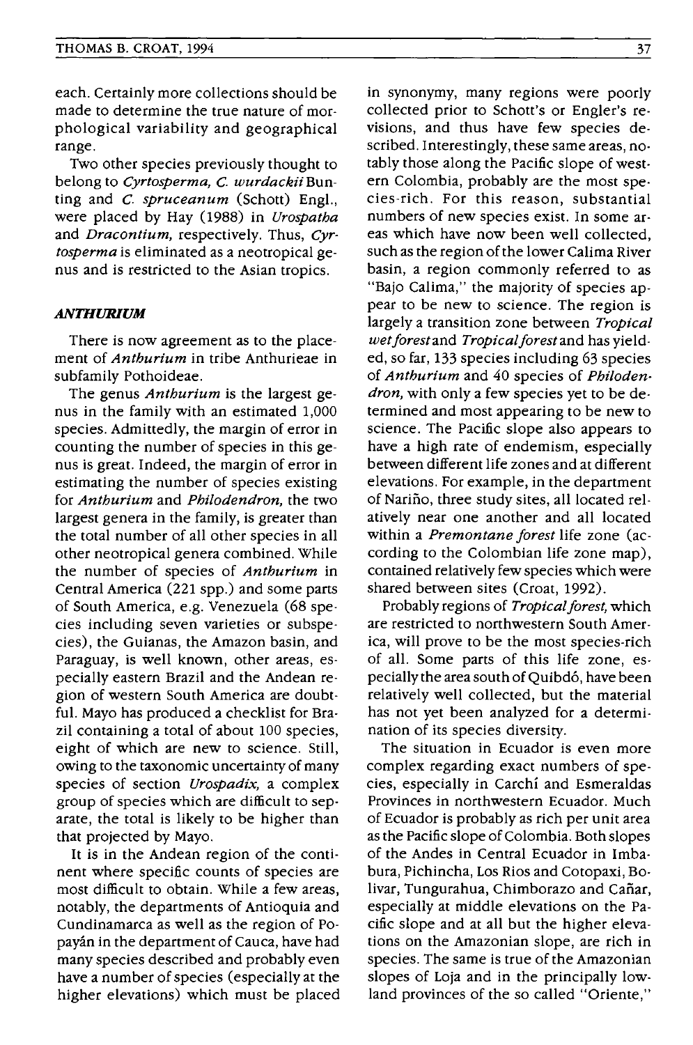each. Certainly more collections should be made to determine the true nature of morphological variability and geographical range.

Two other species previously thought to belong to *Cyrtosperma*, *C. wurdackii* Bunting and *C. spruceanum* (Schott) Engl., were placed by Hay (1988) in *Urospatha* and *Dracontium*, respectively. Thus, *Cyrtosperma* is eliminated as a neotropical genus and is restricted to the Asian tropics.

### *ANTHURIUM*

There is now agreement as to the placement of *Anthurium* in tribe Anthurieae in subfamily Pothoideae.

The genus *Anthurium* is the largest genus in the family with an estimated 1,000 species. Admittedly, the margin of error in counting the number of species in this genus is great. Indeed, the margin of error in estimating the number of species existing for *Anthurium* and *Philodendron*, the two largest genera in the family, is greater than the total number of all other species in all other neotropical genera combined. While the number of species of *Anthurium* in Central America (221 spp.) and some parts of South America, e.g. Venezuela (68 species including seven varieties or subspecies), the Guianas, the Amazon basin, and Paraguay, is well known, other areas, especially eastern Brazil and the Andean region of western South America are doubtful. Mayo has produced a checklist for Brazil containing a total of about 100 species, eight of which are new to science. Still, owing to the taxonomic uncertainty of many species of section *Urospadix*, a complex group of species which are difficult to separate, the total is likely to be higher than that projected by Mayo.

It is in the Andean region of the continent where specific counts of species are most difficult to obtain. While a few areas, notably, the departments of Antioquia and Cundinamarca as well as the region of Popayán in the department of Cauca, have had many species described and probably even have a number of species (especially at the higher elevations) which must be placed in synonymy, many regions were poorly collected prior to Schott's or Engler's revisions, and thus have few species described. Interestingly, these same areas, notably those along the Pacific slope of western Colombia, probably are the most species-rich. For this reason, substantial numbers of new species exist. In some areas which have now been well collected, such as the region of the lower Calima River basin, a region commonly referred to as "Bajo Calima," the majority of species appear to be new to science. The region is largely a transition zone between *Tropical wet forest* and *Tropical forest* and has yielded, so far, 133 species including 63 species of *Anthurium* and 40 species of *Philodendron*, with only a few species yet to be determined and most appearing to be new to science. The Pacific slope also appears to have a high rate of endemism, especially between different life zones and at different elevations. For example, in the department of Nariño, three study sites, all located relatively near one another and all located within a *Premontane forest* life zone (according to the Colombian life zone map), contained relatively few species which were shared between sites (Croat, 1992).

Probably regions of *Tropical forest*, which are restricted to northwestern South America, will prove to be the most species-rich of all. Some parts of this life zone, especially the area south of Quibdó, have been relatively well collected, but the material has not yet been analyzed for a determination of its species diversity.

The situation in Ecuador is even more complex regarding exact numbers of species, especially in Carchí and Esmeraldas Provinces in northwestern Ecuador. Much of Ecuador is probably as rich per unit area as the Pacific slope of Colombia. Both slopes of the Andes in Central Ecuador in Imbabura, Pichincha, Los Rios and Cotopaxi, Bolivar, Tungurahua, Chimborazo and Cañar, especially at middle elevations on the Pacific slope and at all but the higher elevations on the Amazonian slope, are rich in species. The same is true of the Amazonian slopes of Loja and in the principally lowland provinces of the so called "Oriente,"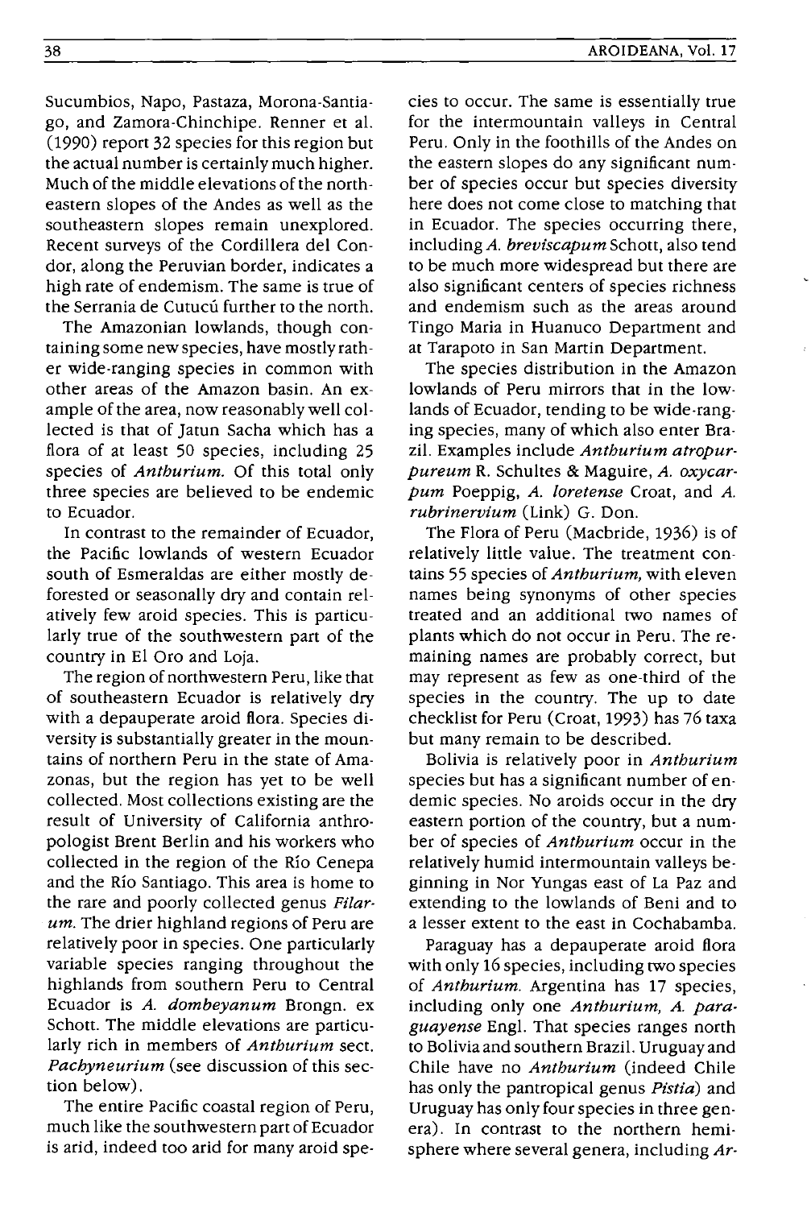Sucumbios, Napo, Pastaza, Morona-Santiago, and Zamora-Chinchipe. Renner et al. (1990) report 32 species for this region but the actual number is certainly much higher. Much of the middle elevations of the northeastern slopes of the Andes as well as the southeastern slopes remain unexplored. Recent surveys of the Cordillera del Condor, along the Peruvian border, indicates a high rate of endemism. The same is true of the Serrania de Cutucú further to the north.

The Amazonian lowlands, though containing some new species, have mostly rather wide-ranging species in common with other areas of the Amazon basin. An example of the area, now reasonably well collected is that of Jatun Sacha which has a flora of at least 50 species, including 25 species of *Anthurium.* Of this total only three species are believed to be endemic to Ecuador.

In contrast to the remainder of Ecuador, the Pacific lowlands of western Ecuador south of Esmeraldas are either mostly deforested or seasonally dry and contain relatively few aroid species. This is particularly true of the southwestern part of the country in El Oro and Loja.

The region of northwestern Peru, like that of southeastern Ecuador is relatively dry with a depauperate aroid flora. Species diversity is substantially greater in the mountains of northern Peru in the state of Amazonas, but the region has yet to be well collected. Most collections existing are the result of University of California anthropologist Brent Berlin and his workers who collected in the region of the Río Cenepa and the Río Santiago. This area is home to the rare and poorly collected genus *Filarum.* The drier highland regions of Peru are relatively poor in species. One particularly variable species ranging throughout the highlands from southern Peru to Central Ecuador is *A. dombeyanum* Brongn. ex Schott. The middle elevations are particularly rich in members of *Anthurium* sect. *Pachyneurium* (see discussion of this section below).

The entire Pacific coastal region of Peru, much like the southwestern part of Ecuador is arid, indeed too arid for many aroid species to occur. The same is essentially true for the intermountain valleys in Central Peru. Only in the foothills of the Andes on the eastern slopes do any significant number of species occur but species diversity here does not come close to matching that in Ecuador. The species occurring there, including *A. breviscapum* Schott, also tend to be much more widespread but there are also significant centers of species richness and endemism such as the areas around Tingo Maria in Huanuco Department and at Tarapoto in San Martin Department.

The species distribution in the Amazon lowlands of Peru mirrors that in the lowlands of Ecuador, tending to be wide-ranging species, many of which also enter Brazil. Examples include *Anthurium atropurpureum* R. Schultes & Maguire, *A. oxycarpum* Poeppig, *A. loretense* Croat, and *A. rubrinervium* (Link) G. Don.

The Flora of Peru (Macbride, 1936) is of relatively little value. The treatment contains 55 species of *Anthurium,* with eleven names being synonyms of other species treated and an additional two names of plants which do not occur in Peru. The remaining names are probably correct, but may represent as few as one-third of the species in the country. The up to date checklist for Peru (Croat, 1993) has 76 taxa but many remain to be described.

Bolivia is relatively poor in *Anthurium* species but has a significant number of endemic species. No aroids occur in the dry eastern portion of the country, but a number of species of *Anthurium* occur in the relatively humid intermountain valleys beginning in Nor Yungas east of La Paz and extending to the lowlands of Beni and to a lesser extent to the east in Cochabamba.

Paraguay has a depauperate aroid flora with only 16 species, including two species of *Anthurium.* Argentina has 17 species, including only one *Anthurium, A. paraguayense* Engl. That species ranges north to Bolivia and southern Brazil. Uruguay and Chile have no *Anthurium* (indeed Chile has only the pantropical genus *Pistia*) and Uruguay has only four species in three genera). In contrast to the northern hemisphere where several genera, including *Ar-*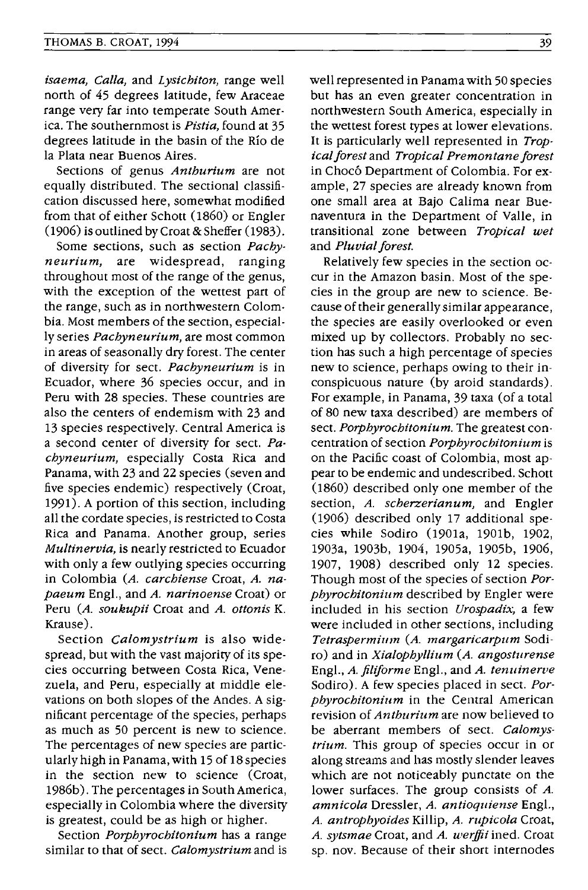*isaema, Calla,* and *Lysichiton,* range well north of 45 degrees latitude, few Araceae range very far into temperate South America. The southernmost is *Pistia,* found at 35 degrees latitude in the basin of the Río de la Plata near Buenos Aires.

Sections of genus *Anthurium* are not equally distributed. The sectional classification discussed here, somewhat modified from that of either Schott (1860) or Engler (1906) is outlined by Croat & Sheffer (1983).

Some sections, such as section *Pachyneurium,* are widespread, ranging throughout most of the range of the genus, with the exception of the wettest part of the range, such as in northwestern Colombia. Most members of the section, especially series *Pachyneurium,* are most common in areas of seasonally dry forest. The center of diversity for sect. *Pachyneurium* is in Ecuador, where 36 species occur, and in Peru with 28 species. These countries are also the centers of endemism with 23 and 13 species respectively. Central America is a second center of diversity for sect. *Pachyneurium,* especially Costa Rica and Panama, with 23 and 22 species (seven and five species endemic) respectively (Croat, 1991). A portion of this section, including all the cordate species, is restricted to Costa Rica and Panama. Another group, series *Multinervia,* is nearly restricted to Ecuador with only a few outlying species occurring in Colombia (*A. carchiense* Croat, *A. napaeum* Engl., and *A. narinoense* Croat) or Peru (*A. soukupii* Croat and *A. ottonis* K. Krause).

Section *Calomystrium* is also widespread, but with the vast majority of its species occurring between Costa Rica, Venezuela, and Peru, especially at middle elevations on both slopes of the Andes. A significant percentage of the species, perhaps as much as 50 percent is new to science. The percentages of new species are particularly high in Panama, with 15 of 18 species in the section new to science (Croat, 1986b). The percentages in South America, especially in Colombia where the diversity is greatest, could be as high or higher.

Section *Porphyrochitonium* has a range similar to that of sect. *Calomystrium* and is well represented in Panama with 50 species but has an even greater concentration in northwestern South America, especially in the wettest forest types at lower elevations. It is particularly well represented in *Tropical forest* and *Tropical Premontane forest* in Chocó Department of Colombia. For example, 27 species are already known from one small area at Bajo Calima near Buenaventura in the Department of Valle, in transitional zone between *Tropical wet* and *Pluvial forest.*

Relatively few species in the section occur in the Amazon basin. Most of the species in the group are new to science. Because of their generally similar appearance, the species are easily overlooked or even mixed up by collectors. Probably no section has such a high percentage of species new to science, perhaps owing to their inconspicuous nature (by aroid standards). For example, in Panama, 39 taxa (of a total of 80 new taxa described) are members of sect. *Porphyrochitonium.* The greatest concentration of section *Porphyrochitonium* is on the Pacific coast of Colombia, most appear to be endemic and undescribed. Schott (1860) described only one member of the section, *A. scherzerianum,* and Engler (1906) described only 17 additional species while Sodiro (1901a, 1901b, 1902, 1903a, 1903b, 1904, 1905a, 1905b, 1906, 1907, 1908) described only 12 species. Though most of the species of section *Porphyrochitonium* described by Engler were included in his section *Urospadix,* a few were included in other sections, including *Tetraspermium* (*A. margaricarpum* Sodiro) and in *Xialophyllium* (*A. angosturense* Engl., *A. filiforme* Engl., and *A. tenuinerve* Sodiro). A few species placed in sect. *Porphyrochitonium* in the Central American revision of *Anthurium* are now believed to be aberrant members of sect. *Calomystrium.* This group of species occur in or along streams and has mostly slender leaves which are not noticeably punctate on the lower surfaces. The group consists of *A. amnicola* Dressler, *A. antioquiense* Engl., *A. antrophyoides* Killip, *A. rupicola* Croat, *A. sytsmae* Croat, and *A. werffii* ined. Croat sp. nov. Because of their short internodes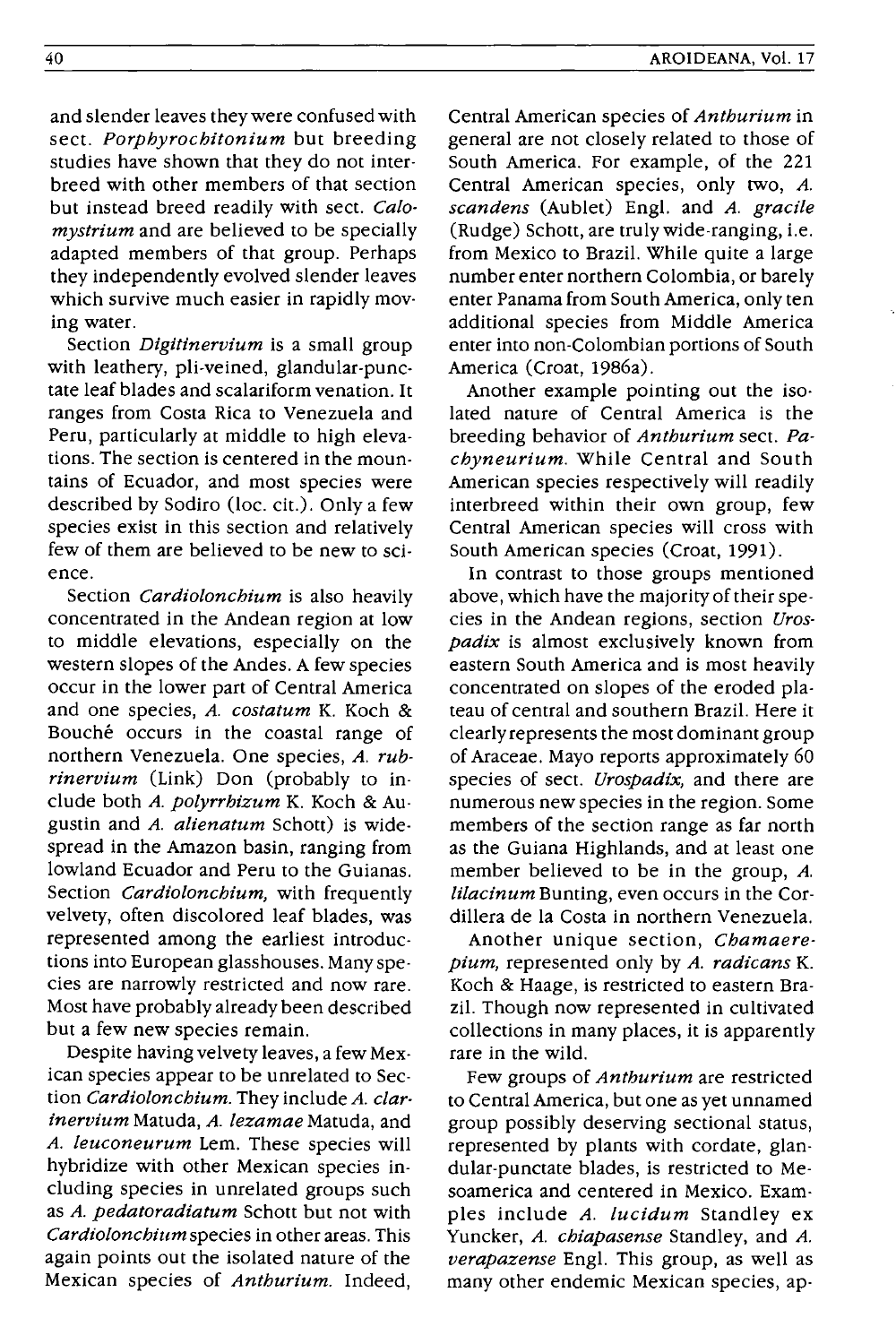and slender leaves they were confused with sect. *Porphyrochitonium* but breeding studies have shown that they do not interbreed with other members of that section but instead breed readily with sect. *Calomystrium* and are believed to be specially adapted members of that group. Perhaps they independently evolved slender leaves which survive much easier in rapidly moving water.

Section *Digitinervium* is a small group with leathery, pli-veined, glandular-punctate leaf blades and scalariform venation. It ranges from Costa Rica to Venezuela and Peru, particularly at middle to high elevations. The section is centered in the mountains of Ecuador, and most species were described by Sodiro (loc. cit.). Only a few species exist in this section and relatively few of them are believed to be new to science.

Section *Cardiolonchium* is also heavily concentrated in the Andean region at low to middle elevations, especially on the western slopes of the Andes. A few species occur in the lower part of Central America and one species, *A. costatum* K. Koch & Bouché occurs in the coastal range of northern Venezuela. One species, *A. rubrinervium* (Link) Don (probably to include both *A. polyrrhizum* K. Koch & Augustin and *A. alienatum* Schott) is widespread in the Amazon basin, ranging from lowland Ecuador and Peru to the Guianas. Section *Cardiolonchium*, with frequently velvety, often discolored leaf blades, was represented among the earliest introductions into European glasshouses. Many species are narrowly restricted and now rare. Most have probably already been described but a few new species remain.

Despite having velvety leaves, a few Mexican species appear to be unrelated to Section *Cardiolonchium*. They include *A. clarinervium* Matuda, *A. lezamae* Matuda, and *A. leuconeurum* Lem. These species will hybridize with other Mexican species including species in unrelated groups such as *A. pedatoradiatum* Schott but not with *Cardiolonchium* species in other areas. This again points out the isolated nature of the Mexican species of *Anthurium*. Indeed, Central American species of *Anthurium* in general are not closely related to those of South America. For example, of the 221 Central American species, only two, *A. scandens* (Aublet) Engl. and *A. gracile* (Rudge) Schott, are truly wide-ranging, i.e. from Mexico to Brazil. While quite a large number enter northern Colombia, or barely enter Panama from South America, only ten additional species from Middle America enter into non-Colombian portions of South America (Croat, 1986a).

Another example pointing out the isolated nature of Central America is the breeding behavior of *Anthurium* sect. *Pachyneurium*. While Central and South American species respectively will readily interbreed within their own group, few Central American species will cross with South American species (Croat, 1991).

In contrast to those groups mentioned above, which have the majority of their species in the Andean regions, section *Urospadix* is almost exclusively known from eastern South America and is most heavily concentrated on slopes of the eroded plateau of central and southern Brazil. Here it clearly represents the most dominant group of Araceae. Mayo reports approximately 60 species of sect. *Urospadix*, and there are numerous new species in the region. Some members of the section range as far north as the Guiana Highlands, and at least one member believed to be in the group, *A. lilacinum* Bunting, even occurs in the Cordillera de la Costa in northern Venezuela.

Another unique section, *Chamaerepium*, represented only by *A. radicans* K. Koch & Haage, is restricted to eastern Brazil. Though now represented in cultivated collections in many places, it is apparently rare in the wild.

Few groups of *Anthurium* are restricted to Central America, but one as yet unnamed group possibly deserving sectional status, represented by plants with cordate, glandular-punctate blades, is restricted to Mesoamerica and centered in Mexico. Examples include *A. lucidum* Standley ex Yuncker, *A. chiapasense* Standley, and *A. verapazense* Engl. This group, as well as many other endemic Mexican species, ap-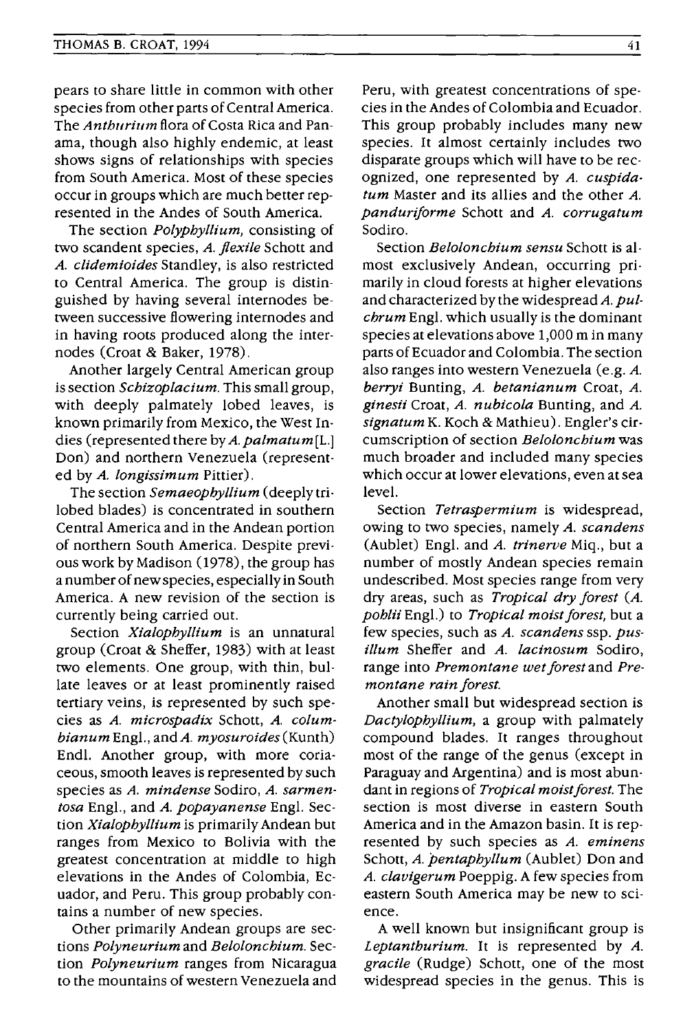pears to share little in common with other species from other parts of Central America. The *Anthurium* flora of Costa Rica and Panama, though also highly endemic, at least shows signs of relationships with species from South America. Most of these species occur in groups which are much better represented in the Andes of South America.

The section *Polyphyllium,* consisting of two scandent species, *A. flexile* Schott and *A. clidemioides* Standley, is also restricted to Central America. The group is distinguished by having several internodes between successive flowering internodes and in having roots produced along the internodes (Croat & Baker, 1978).

Another largely Central American group is section *Schizoplacium.* This small group, with deeply palmately lobed leaves, is known primarily from Mexico, the West Indies (represented there by *A. palmatum* [L.] Don) and northern Venezuela (represented by *A. longissimum* Pittier).

The section *Semaeophyllium* (deeply trilobed blades) is concentrated in southern Central America and in the Andean portion of northern South America. Despite previous work by Madison (1978), the group has a number of new species, especially in South America. A new revision of the section is currently being carried out.

Section *Xialophyllium* is an unnatural group (Croat & Sheffer, 1983) with at least two elements. One group, with thin, bullate leaves or at least prominently raised tertiary veins, is represented by such species as *A. microspadix* Schott, *A. columbianum* Engl., and *A. myosuroides* (Kunth) Endl. Another group, with more coriaceous, smooth leaves is represented by such species as *A. mindense* Sodiro, *A. sarmentosa* Engl., and *A. popayanense* Engl. Section *Xialophyllium* is primarily Andean but ranges from Mexico to Bolivia with the greatest concentration at middle to high elevations in the Andes of Colombia, Ecuador, and Peru. This group probably contains a number of new species.

Other primarily Andean groups are sections *Polyneurium* and *Belolonchium.* Section *Polyneurium* ranges from Nicaragua to the mountains of western Venezuela and Peru, with greatest concentrations of species in the Andes of Colombia and Ecuador. This group probably includes many new species. It almost certainly includes two disparate groups which will have to be recognized, one represented by *A. cuspidatum* Master and its allies and the other *A. panduriforme* Schott and *A. corrugatum* Sodiro.

Section *Belolonchium sensu* Schott is almost exclusively Andean, occurring primarily in cloud forests at higher elevations and characterized by the widespread *A. pulchrum* Engl. which usually is the dominant species at elevations above 1,000 m in many parts of Ecuador and Colombia. The section also ranges into western Venezuela (e.g. *A. berryi* Bunting, *A. betanianum* Croat, *A. ginesii* Croat, *A. nubicola* Bunting, and *A. signatum* K. Koch & Mathieu). Engler's circumscription of section *Belolonchium* was much broader and included many species which occur at lower elevations, even at sea level.

Section *Tetraspermium* is widespread, owing to two species, namely *A. scandens* (Aublet) Engl. and *A. trinerve* Miq., but a number of mostly Andean species remain undescribed. Most species range from very dry areas, such as *Tropical dry forest* (*A. pohlii* Engl.) to *Tropical moist forest,* but a few species, such as *A. scandens* ssp. *pusillum* Sheffer and *A. lacinosum* Sodiro, range into *Premontane wet forest* and *Premontane rain forest.*

Another small but widespread section is *Dactylophyllium,* a group with palmately compound blades. It ranges throughout most of the range of the genus (except in Paraguay and Argentina) and is most abundant in regions of *Tropical moist forest.* The section is most diverse in eastern South America and in the Amazon basin. It is represented by such species as *A. eminens* Schott, *A. pentaphyllum* (Aublet) Don and *A. clavigerum* Poeppig. A few species from eastern South America may be new to science.

A well known but insignificant group is *Leptanthurium.* It is represented by *A. gracile* (Rudge) Schott, one of the most widespread species in the genus. This is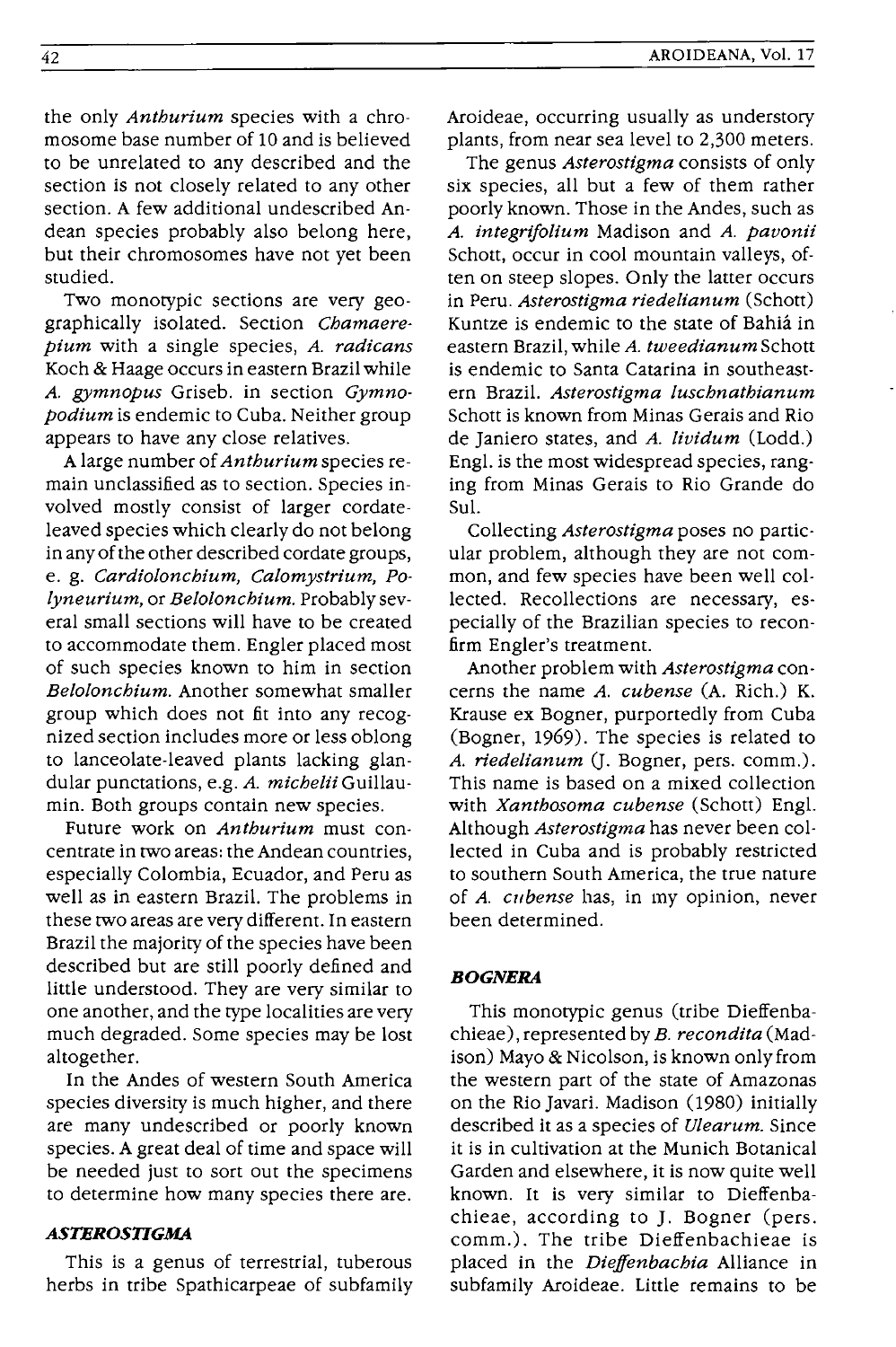the only *Anthurium* species with a chromosome base number of 10 and is believed to be unrelated to any described and the section is not closely related to any other section. A few additional undescribed Andean species probably also belong here, but their chromosomes have not yet been studied.

Two monotypic sections are very geographically isolated. Section *Chamaerepium* with a single species, *A. radicans* Koch & Haage occurs in eastern Brazil while *A. gymnopus* Griseb. in section *Gymnopodium* is endemic to Cuba. Neither group appears to have any close relatives.

A large number of *Anthurium* species remain unclassified as to section. Species involved mostly consist of larger cordate-leaved species which clearly do not belong in any of the other described cordate groups, e. g. *Cardiolonchium, Calomystrium, Polyneurium,* or *Belolonchium.* Probably several small sections will have to be created to accommodate them. Engler placed most of such species known to him in section *Belolonchium.* Another somewhat smaller group which does not fit into any recognized section includes more or less oblong to lanceolate-leaved plants lacking glandular punctations, e.g. *A. michelii* Guillaumin. Both groups contain new species.

Future work on *Anthurium* must concentrate in two areas: the Andean countries, especially Colombia, Ecuador, and Peru as well as in eastern Brazil. The problems in these two areas are very different. In eastern Brazil the majority of the species have been described but are still poorly defined and little understood. They are very similar to one another, and the type localities are very much degraded. Some species may be lost altogether.

In the Andes of western South America species diversity is much higher, and there are many undescribed or poorly known species. A great deal of time and space will be needed just to sort out the specimens to determine how many species there are.

### *ASTEROSTIGMA*

This is a genus of terrestrial, tuberous herbs in tribe Spathicarpeae of subfamily Aroideae, occurring usually as understory plants, from near sea level to 2,300 meters.

The genus *Asterostigma* consists of only six species, all but a few of them rather poorly known. Those in the Andes, such as *A. integrifolium* Madison and *A. pavonii* Schott, occur in cool mountain valleys, often on steep slopes. Only the latter occurs in Peru. *Asterostigma riedelianum* (Schott) Kuntze is endemic to the state of Bahiá in eastern Brazil, while *A. tweedianum* Schott is endemic to Santa Catarina in southeastern Brazil. *Asterostigma luschnathianum* Schott is known from Minas Gerais and Rio de Janiero states, and *A. lividum* (Lodd.) Engl. is the most widespread species, ranging from Minas Gerais to Rio Grande do Sul.

Collecting *Asterostigma* poses no particular problem, although they are not common, and few species have been well collected. Recollections are necessary, especially of the Brazilian species to reconfirm Engler's treatment.

Another problem with *Asterostigma* concerns the name *A. cubense* (A. Rich.) K. Krause ex Bogner, purportedly from Cuba (Bogner, 1969). The species is related to *A. riedelianum* (J. Bogner, pers. comm.). This name is based on a mixed collection with *Xanthosoma cubense* (Schott) Engl. Although *Asterostigma* has never been collected in Cuba and is probably restricted to southern South America, the true nature of *A. cubense* has, in my opinion, never been determined.

### *BOGNERA*

This monotypic genus (tribe Dieffenbachieae), represented by *B. recondita* (Madison) Mayo & Nicolson, is known only from the western part of the state of Amazonas on the Rio Javari. Madison (1980) initially described it as a species of *Ulearum.* Since it is in cultivation at the Munich Botanical Garden and elsewhere, it is now quite well known. It is very similar to Dieffenbachieae, according to J. Bogner (pers. comm.). The tribe Dieffenbachieae is placed in the *Dieffenbachia* Alliance in subfamily Aroideae. Little remains to be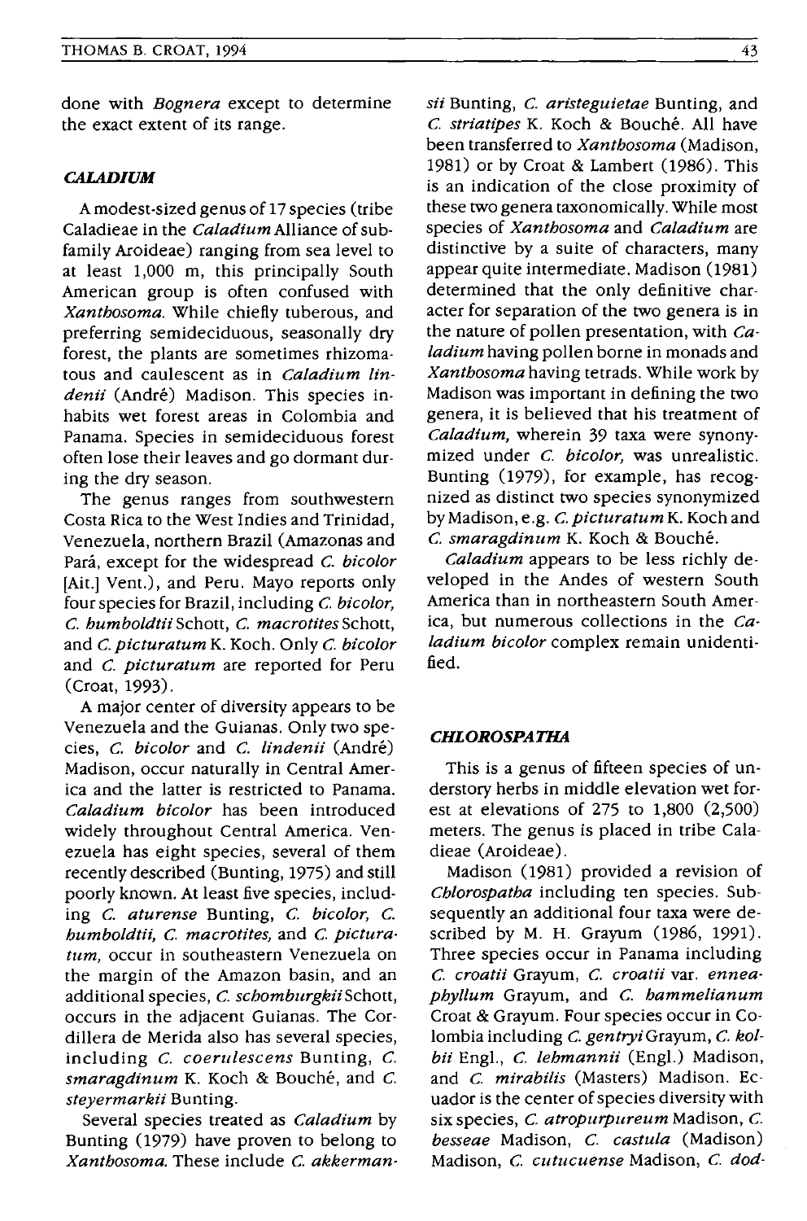done with *Bognera* except to determine the exact extent of its range.

### *CALADIUM*

A modest-sized genus of 17 species (tribe Caladieae in the *Caladium* Alliance of subfamily Aroideae) ranging from sea level to at least 1,000 m, this principally South American group is often confused with *Xanthosoma*. While chiefly tuberous, and preferring semideciduous, seasonally dry forest, the plants are sometimes rhizomatous and caulescent as in *Caladium lindenii* (André) Madison. This species inhabits wet forest areas in Colombia and Panama. Species in semideciduous forest often lose their leaves and go dormant during the dry season.

The genus ranges from southwestern Costa Rica to the West Indies and Trinidad, Venezuela, northern Brazil (Amazonas and Pará, except for the widespread *C. bicolor* [Ait.] Vent.), and Peru. Mayo reports only four species for Brazil, including *C. bicolor, C. humboldtii* Schott, *C. macrotites* Schott, and *C. picturatum* K. Koch. Only *C. bicolor* and *C. picturatum* are reported for Peru (Croat, 1993).

A major center of diversity appears to be Venezuela and the Guianas. Only two species, *C. bicolor* and *C. lindenii* (André) Madison, occur naturally in Central America and the latter is restricted to Panama. *Caladium bicolor* has been introduced widely throughout Central America. Venezuela has eight species, several of them recently described (Bunting, 1975) and still poorly known. At least five species, including *C. aturense* Bunting, *C. bicolor, C. humboldtii, C. macrotites,* and *C. picturatum,* occur in southeastern Venezuela on the margin of the Amazon basin, and an additional species, *C. schomburgkii* Schott, occurs in the adjacent Guianas. The Cordillera de Merida also has several species, including *C. coerulescens* Bunting, *C. smaragdinum* K. Koch & Bouché, and *C. steyermarkii* Bunting.

Several species treated as *Caladium* by Bunting (1979) have proven to belong to *Xanthosoma*. These include *C. akkermansii* Bunting, *C. aristeguietae* Bunting, and *C. striatipes* K. Koch & Bouché. All have been transferred to *Xanthosoma* (Madison, 1981) or by Croat & Lambert (1986). This is an indication of the close proximity of these two genera taxonomically. While most species of *Xanthosoma* and *Caladium* are distinctive by a suite of characters, many appear quite intermediate. Madison (1981) determined that the only definitive character for separation of the two genera is in the nature of pollen presentation, with *Caladium* having pollen borne in monads and *Xanthosoma* having tetrads. While work by Madison was important in defining the two genera, it is believed that his treatment of *Caladium,* wherein 39 taxa were synonymized under *C. bicolor,* was unrealistic. Bunting (1979), for example, has recognized as distinct two species synonymized by Madison, e.g. *C. picturatum* K. Koch and *C. smaragdinum* K. Koch & Bouché.

*Caladium* appears to be less richly developed in the Andes of western South America than in northeastern South America, but numerous collections in the *Caladium bicolor* complex remain unidentified.

### *CHLOROSPATHA*

This is a genus of fifteen species of understory herbs in middle elevation wet forest at elevations of 275 to 1,800 (2,500) meters. The genus is placed in tribe Caladieae (Aroideae).

Madison (1981) provided a revision of *Chlorospatha* including ten species. Subsequently an additional four taxa were described by M. H. Grayum (1986, 1991). Three species occur in Panama including *C. croatii* Grayum, *C. croatii* var. *enneaphyllum* Grayum, and *C. hammelianum* Croat & Grayum. Four species occur in Colombia including *C. gentryi* Grayum, *C. kolbii* Engl., *C. lehmannii* (Engl.) Madison, and *C. mirabilis* (Masters) Madison. Ecuador is the center of species diversity with six species, *C. atropurpureum* Madison, *C. besseae* Madison, *C. castula* (Madison) Madison, *C. cutucuense* Madison, *C. dod-*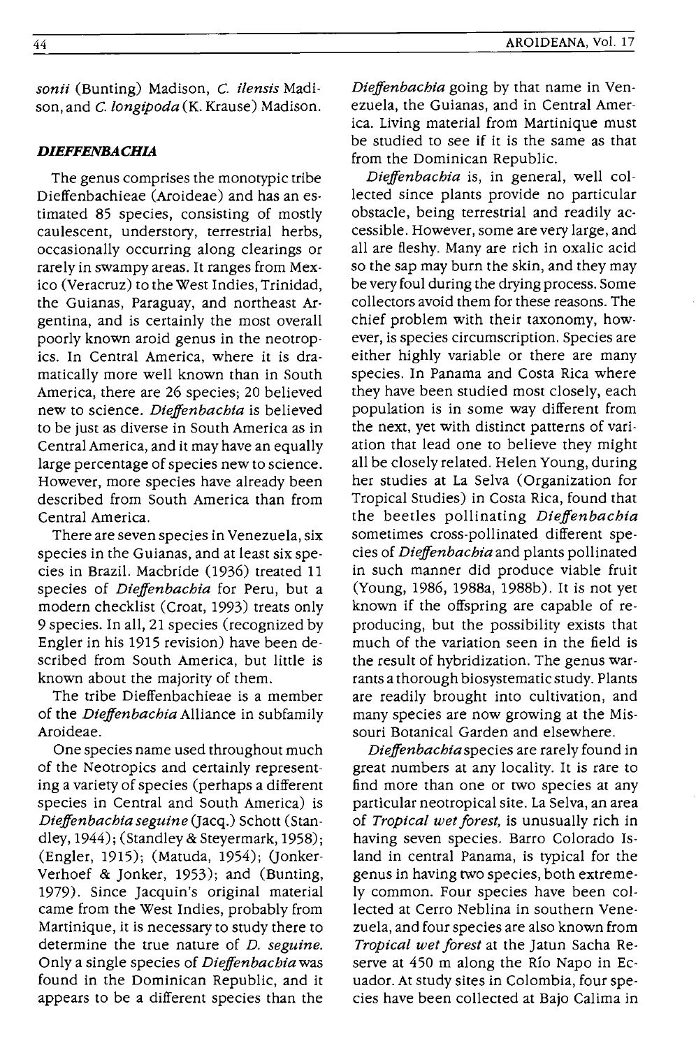*sonii* (Bunting) Madison, *C. ilensis* Madison, and *C. longipoda* (K. Krause) Madison.

### *DIEFFENBACHIA*

The genus comprises the monotypic tribe Dieffenbachieae (Aroideae) and has an estimated 85 species, consisting of mostly caulescent, understory, terrestrial herbs, occasionally occurring along clearings or rarely in swampy areas. It ranges from Mexico (Veracruz) to the West Indies, Trinidad, the Guianas, Paraguay, and northeast Argentina, and is certainly the most overall poorly known aroid genus in the neotropics. In Central America, where it is dramatically more well known than in South America, there are 26 species; 20 believed new to science. *Dieffenbachia* is believed to be just as diverse in South America as in Central America, and it may have an equally large percentage of species new to science. However, more species have already been described from South America than from Central America.

There are seven species in Venezuela, six species in the Guianas, and at least six species in Brazil. Macbride (1936) treated 11 species of *Dieffenbachia* for Peru, but a modern checklist (Croat, 1993) treats only 9 species. In all, 21 species (recognized by Engler in his 1915 revision) have been described from South America, but little is known about the majority of them.

The tribe Dieffenbachieae is a member of the *Dieffenbachia* Alliance in subfamily Aroideae.

One species name used throughout much of the Neotropics and certainly representing a variety of species (perhaps a different species in Central and South America) is *Dieffenbachia seguine* (Jacq.) Schott (Standley, 1944); (Standley & Steyermark, 1958); (Engler, 1915); (Matuda, 1954); (Jonker-Verhoef & Jonker, 1953); and (Bunting, 1979). Since Jacquin's original material came from the West Indies, probably from Martinique, it is necessary to study there to determine the true nature of *D. seguine.* Only a single species of *Dieffenbachia* was found in the Dominican Republic, and it appears to be a different species than the *Dieffenbachia* going by that name in Venezuela, the Guianas, and in Central America. Living material from Martinique must be studied to see if it is the same as that from the Dominican Republic.

*Dieffenbachia* is, in general, well collected since plants provide no particular obstacle, being terrestrial and readily accessible. However, some are very large, and all are fleshy. Many are rich in oxalic acid so the sap may burn the skin, and they may be very foul during the drying process. Some collectors avoid them for these reasons. The chief problem with their taxonomy, however, is species circumscription. Species are either highly variable or there are many species. In Panama and Costa Rica where they have been studied most closely, each population is in some way different from the next, yet with distinct patterns of variation that lead one to believe they might all be closely related. Helen Young, during her studies at La Selva (Organization for Tropical Studies) in Costa Rica, found that the beetles pollinating *Dieffenbachia* sometimes cross-pollinated different species of *Dieffenbachia* and plants pollinated in such manner did produce viable fruit (Young, 1986, 1988a, 1988b). It is not yet known if the offspring are capable of reproducing, but the possibility exists that much of the variation seen in the field is the result of hybridization. The genus warrants a thorough biosystematic study. Plants are readily brought into cultivation, and many species are now growing at the Missouri Botanical Garden and elsewhere.

*Dieffenbachia* species are rarely found in great numbers at any locality. It is rare to find more than one or two species at any particular neotropical site. La Selva, an area of *Tropical wet forest,* is unusually rich in having seven species. Barro Colorado Island in central Panama, is typical for the genus in having two species, both extremely common. Four species have been collected at Cerro Neblina in southern Venezuela, and four species are also known from *Tropical wet forest* at the Jatun Sacha Reserve at 450 m along the Río Napo in Ecuador. At study sites in Colombia, four species have been collected at Bajo Calima in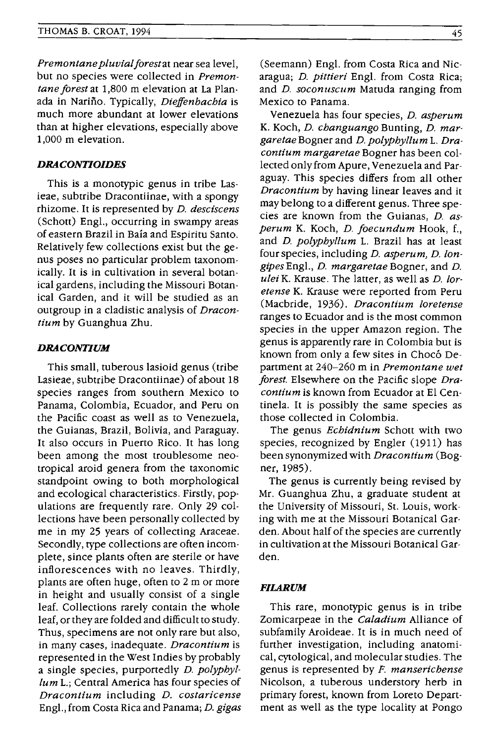*Premontane pluvial forest* at near sea level, but no species were collected in *Premontane forest* at 1,800 m elevation at La Planada in Nariño. Typically, *Dieffenbachia* is much more abundant at lower elevations than at higher elevations, especially above 1,000 m elevation.

### *DRACONTIOIDES*

This is a monotypic genus in tribe Lasieae, subtribe Dracontiinae, with a spongy rhizome. It is represented by *D. desciscens* (Schott) Engl., occurring in swampy areas of eastern Brazil in Baía and Espiritu Santo. Relatively few collections exist but the genus poses no particular problem taxonomically. It is in cultivation in several botanical gardens, including the Missouri Botanical Garden, and it will be studied as an outgroup in a cladistic analysis of *Dracontium* by Guanghua Zhu.

### *DRACONTIUM*

This small, tuberous lasioid genus (tribe Lasieae, subtribe Dracontiinae) of about 18 species ranges from southern Mexico to Panama, Colombia, Ecuador, and Peru on the Pacific coast as well as to Venezuela, the Guianas, Brazil, Bolivia, and Paraguay. It also occurs in Puerto Rico. It has long been among the most troublesome neotropical aroid genera from the taxonomic standpoint owing to both morphological and ecological characteristics. Firstly, populations are frequently rare. Only 29 collections have been personally collected by me in my 25 years of collecting Araceae. Secondly, type collections are often incomplete, since plants often are sterile or have inflorescences with no leaves. Thirdly, plants are often huge, often to 2 m or more in height and usually consist of a single leaf. Collections rarely contain the whole leaf, or they are folded and difficult to study. Thus, specimens are not only rare but also, in many cases, inadequate. *Dracontium* is represented in the West Indies by probably a single species, purportedly *D. polyphyllum* L.; Central America has four species of *Dracontium* including *D. costaricense* Engl., from Costa Rica and Panama; *D. gigas* (Seemann) Engl. from Costa Rica and Nicaragua; *D. pittieri* Engl. from Costa Rica; and *D. soconuscum* Matuda ranging from Mexico to Panama.

Venezuela has four species, *D. asperum* K. Koch, *D. changuango* Bunting, *D. margaretae* Bogner and *D. polyphyllum* L. *Dracontium margaretae* Bogner has been collected only from Apure, Venezuela and Paraguay. This species differs from all other *Dracontium* by having linear leaves and it may belong to a different genus. Three species are known from the Guianas, *D. asperum* K. Koch, *D. foecundum* Hook, f., and *D. polyphyllum* L. Brazil has at least four species, including *D. asperum, D. longipes* Engl., *D. margaretae* Bogner, and *D. ulei* K. Krause. The latter, as well as *D. loretense* K. Krause were reported from Peru (Macbride, 1936). *Dracontium loretense* ranges to Ecuador and is the most common species in the upper Amazon region. The genus is apparently rare in Colombia but is known from only a few sites in Chocó Department at 240–260 m in *Premontane wet forest*. Elsewhere on the Pacific slope *Dracontium* is known from Ecuador at El Centinela. It is possibly the same species as those collected in Colombia.

The genus *Echidnium* Schott with two species, recognized by Engler (1911) has been synonymized with *Dracontium* (Bogner, 1985).

The genus is currently being revised by Mr. Guanghua Zhu, a graduate student at the University of Missouri, St. Louis, working with me at the Missouri Botanical Garden. About half of the species are currently in cultivation at the Missouri Botanical Garden.

### *FILARUM*

This rare, monotypic genus is in tribe Zomicarpeae in the *Caladium* Alliance of subfamily Aroideae. It is in much need of further investigation, including anatomical, cytological, and molecular studies. The genus is represented by *F. manserichense* Nicolson, a tuberous understory herb in primary forest, known from Loreto Department as well as the type locality at Pongo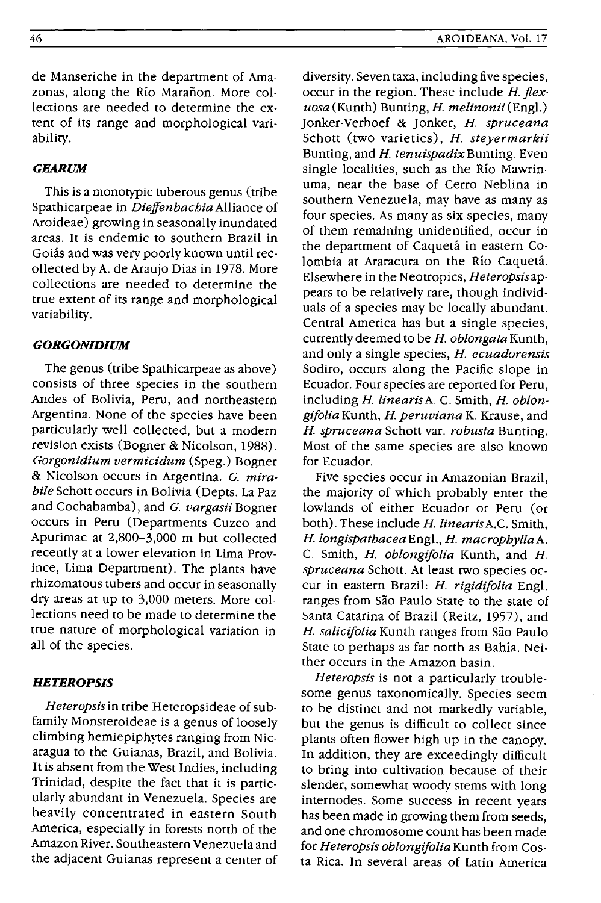de Manseriche in the department of Amazonas, along the Río Marañon. More collections are needed to determine the extent of its range and morphological variability.

### *GEARUM*

This is a monotypic tuberous genus (tribe Spathicarpeae in *Dieffenbachia* Alliance of Aroideae) growing in seasonally inundated areas. It is endemic to southern Brazil in Goiás and was very poorly known until recollected by A. de Araujo Dias in 1978. More collections are needed to determine the true extent of its range and morphological variability.

### *GORGONIDIUM*

The genus (tribe Spathicarpeae as above) consists of three species in the southern Andes of Bolivia, Peru, and northeastern Argentina. None of the species have been particularly well collected, but a modern revision exists (Bogner & Nicolson, 1988). *Gorgonidium vermicidum* (Speg.) Bogner & Nicolson occurs in Argentina. *G. mirabile* Schott occurs in Bolivia (Depts. La Paz and Cochabamba), and *G. vargasii* Bogner occurs in Peru (Departments Cuzco and Apurimac at 2,800–3,000 m but collected recently at a lower elevation in Lima Province, Lima Department). The plants have rhizomatous tubers and occur in seasonally dry areas at up to 3,000 meters. More collections need to be made to determine the true nature of morphological variation in all of the species.

### *HETEROPSIS*

*Heteropsis* in tribe Heteropsideae of subfamily Monsteroideae is a genus of loosely climbing hemiepiphytes ranging from Nicaragua to the Guianas, Brazil, and Bolivia. It is absent from the West Indies, including Trinidad, despite the fact that it is particularly abundant in Venezuela. Species are heavily concentrated in eastern South America, especially in forests north of the Amazon River. Southeastern Venezuela and the adjacent Guianas represent a center of diversity. Seven taxa, including five species, occur in the region. These include *H. flexuosa* (Kunth) Bunting, *H. melinonii* (Engl.) Jonker-Verhoef & Jonker, *H. spruceana* Schott (two varieties), *H. steyermarkii* Bunting, and *H. tenuispadix* Bunting. Even single localities, such as the Río Mawrinuma, near the base of Cerro Neblina in southern Venezuela, may have as many as four species. As many as six species, many of them remaining unidentified, occur in the department of Caquetá in eastern Colombia at Araracura on the Río Caquetá. Elsewhere in the Neotropics, *Heteropsis* appears to be relatively rare, though individuals of a species may be locally abundant. Central America has but a single species, currently deemed to be *H. oblongata* Kunth, and only a single species, *H. ecuadorensis* Sodiro, occurs along the Pacific slope in Ecuador. Four species are reported for Peru, including *H. linearis* A. C. Smith, *H. oblongifolia* Kunth, *H. peruviana* K. Krause, and *H. spruceana* Schott var. *robusta* Bunting. Most of the same species are also known for Ecuador.

Five species occur in Amazonian Brazil, the majority of which probably enter the lowlands of either Ecuador or Peru (or both). These include *H. linearis* A.C. Smith, *H. longispathacea* Engl., *H. macrophylla* A. C. Smith, *H. oblongifolia* Kunth, and *H. spruceana* Schott. At least two species occur in eastern Brazil: *H. rigidifolia* Engl. ranges from São Paulo State to the state of Santa Catarina of Brazil (Reitz, 1957), and *H. salicifolia* Kunth ranges from São Paulo State to perhaps as far north as Bahía. Neither occurs in the Amazon basin.

*Heteropsis* is not a particularly troublesome genus taxonomically. Species seem to be distinct and not markedly variable, but the genus is difficult to collect since plants often flower high up in the canopy. In addition, they are exceedingly difficult to bring into cultivation because of their slender, somewhat woody stems with long internodes. Some success in recent years has been made in growing them from seeds, and one chromosome count has been made for *Heteropsis oblongifolia* Kunth from Costa Rica. In several areas of Latin America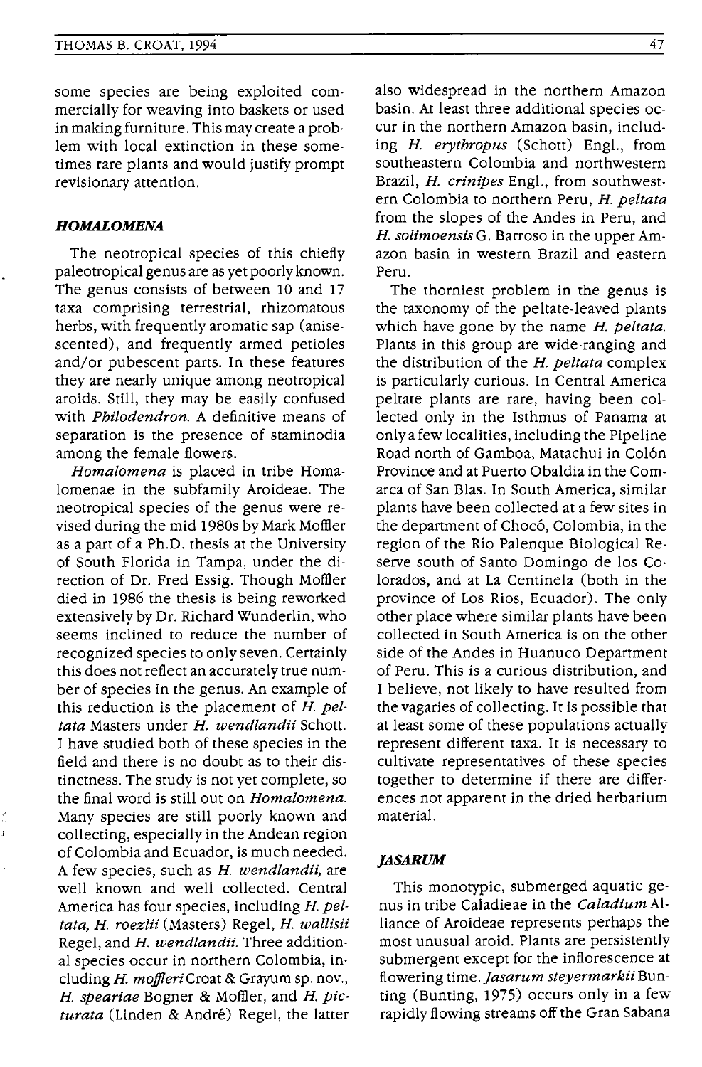some species are being exploited commercially for weaving into baskets or used in making furniture. This may create a problem with local extinction in these sometimes rare plants and would justify prompt revisionary attention.

### *HOMALOMENA*

The neotropical species of this chiefly paleotropical genus are as yet poorly known. The genus consists of between 10 and 17 taxa comprising terrestrial, rhizomatous herbs, with frequently aromatic sap (anise-scented), and frequently armed petioles and/or pubescent parts. In these features they are nearly unique among neotropical aroids. Still, they may be easily confused with *Philodendron*. A definitive means of separation is the presence of staminodia among the female flowers.

*Homalomena* is placed in tribe Homalomenae in the subfamily Aroideae. The neotropical species of the genus were revised during the mid 1980s by Mark Moffler as a part of a Ph.D. thesis at the University of South Florida in Tampa, under the direction of Dr. Fred Essig. Though Moffler died in 1986 the thesis is being reworked extensively by Dr. Richard Wunderlin, who seems inclined to reduce the number of recognized species to only seven. Certainly this does not reflect an accurately true number of species in the genus. An example of this reduction is the placement of *H. peltata* Masters under *H. wendlandii* Schott. I have studied both of these species in the field and there is no doubt as to their distinctness. The study is not yet complete, so the final word is still out on *Homalomena*. Many species are still poorly known and collecting, especially in the Andean region of Colombia and Ecuador, is much needed. A few species, such as *H. wendlandii*, are well known and well collected. Central America has four species, including *H. peltata*, *H. roezlii* (Masters) Regel, *H. wallisii* Regel, and *H. wendlandii*. Three additional species occur in northern Colombia, including *H. moffleri* Croat & Grayum sp. nov., *H. speariae* Bogner & Moffler, and *H. picturata* (Linden & André) Regel, the latter also widespread in the northern Amazon basin. At least three additional species occur in the northern Amazon basin, including *H. erythropus* (Schott) Engl., from southeastern Colombia and northwestern Brazil, *H. crinipes* Engl., from southwestern Colombia to northern Peru, *H. peltata* from the slopes of the Andes in Peru, and *H. solimoensis* G. Barroso in the upper Amazon basin in western Brazil and eastern Peru.

The thorniest problem in the genus is the taxonomy of the peltate-leaved plants which have gone by the name *H. peltata*. Plants in this group are wide-ranging and the distribution of the *H. peltata* complex is particularly curious. In Central America peltate plants are rare, having been collected only in the Isthmus of Panama at only a few localities, including the Pipeline Road north of Gamboa, Matachui in Colón Province and at Puerto Obaldia in the Comarca of San Blas. In South America, similar plants have been collected at a few sites in the department of Chocó, Colombia, in the region of the Río Palenque Biological Reserve south of Santo Domingo de los Colorados, and at La Centinela (both in the province of Los Rios, Ecuador). The only other place where similar plants have been collected in South America is on the other side of the Andes in Huanuco Department of Peru. This is a curious distribution, and I believe, not likely to have resulted from the vagaries of collecting. It is possible that at least some of these populations actually represent different taxa. It is necessary to cultivate representatives of these species together to determine if there are differences not apparent in the dried herbarium material.

### *JASARUM*

This monotypic, submerged aquatic genus in tribe Caladieae in the *Caladium* Alliance of Aroideae represents perhaps the most unusual aroid. Plants are persistently submergent except for the inflorescence at flowering time. *Jasarum steyermarkii* Bunting (Bunting, 1975) occurs only in a few rapidly flowing streams off the Gran Sabana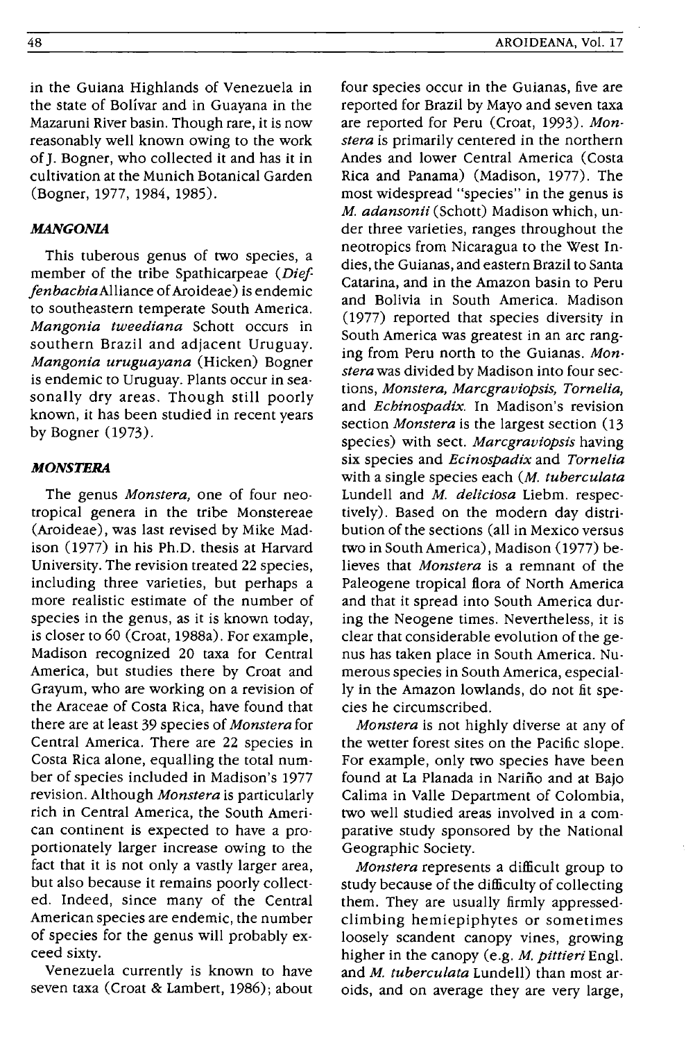in the Guiana Highlands of Venezuela in the state of Bolívar and in Guayana in the Mazaruni River basin. Though rare, it is now reasonably well known owing to the work of J. Bogner, who collected it and has it in cultivation at the Munich Botanical Garden (Bogner, 1977, 1984, 1985).

### *MANGONIA*

This tuberous genus of two species, a member of the tribe Spathicarpeae (*Dieffenbachia* Alliance of Aroideae) is endemic to southeastern temperate South America. *Mangonia tweediana* Schott occurs in southern Brazil and adjacent Uruguay. *Mangonia uruguayana* (Hicken) Bogner is endemic to Uruguay. Plants occur in seasonally dry areas. Though still poorly known, it has been studied in recent years by Bogner (1973).

### *MONSTERA*

The genus *Monstera,* one of four neotropical genera in the tribe Monstereae (Aroideae), was last revised by Mike Madison (1977) in his Ph.D. thesis at Harvard University. The revision treated 22 species, including three varieties, but perhaps a more realistic estimate of the number of species in the genus, as it is known today, is closer to 60 (Croat, 1988a). For example, Madison recognized 20 taxa for Central America, but studies there by Croat and Grayum, who are working on a revision of the Araceae of Costa Rica, have found that there are at least 39 species of *Monstera* for Central America. There are 22 species in Costa Rica alone, equalling the total number of species included in Madison's 1977 revision. Although *Monstera* is particularly rich in Central America, the South American continent is expected to have a proportionately larger increase owing to the fact that it is not only a vastly larger area, but also because it remains poorly collected. Indeed, since many of the Central American species are endemic, the number of species for the genus will probably exceed sixty.

Venezuela currently is known to have seven taxa (Croat & Lambert, 1986); about four species occur in the Guianas, five are reported for Brazil by Mayo and seven taxa are reported for Peru (Croat, 1993). *Monstera* is primarily centered in the northern Andes and lower Central America (Costa Rica and Panama) (Madison, 1977). The most widespread "species" in the genus is *M. adansonii* (Schott) Madison which, under three varieties, ranges throughout the neotropics from Nicaragua to the West Indies, the Guianas, and eastern Brazil to Santa Catarina, and in the Amazon basin to Peru and Bolivia in South America. Madison (1977) reported that species diversity in South America was greatest in an arc ranging from Peru north to the Guianas. *Monstera* was divided by Madison into four sections, *Monstera, Marcgraviopsis, Tornelia,* and *Echinospadix.* In Madison's revision section *Monstera* is the largest section (13 species) with sect. *Marcgraviopsis* having six species and *Ecinospadix* and *Tornelia* with a single species each (*M. tuberculata* Lundell and *M. deliciosa* Liebm. respectively). Based on the modern day distribution of the sections (all in Mexico versus two in South America), Madison (1977) believes that *Monstera* is a remnant of the Paleogene tropical flora of North America and that it spread into South America during the Neogene times. Nevertheless, it is clear that considerable evolution of the genus has taken place in South America. Numerous species in South America, especially in the Amazon lowlands, do not fit species he circumscribed.

*Monstera* is not highly diverse at any of the wetter forest sites on the Pacific slope. For example, only two species have been found at La Planada in Nariño and at Bajo Calima in Valle Department of Colombia, two well studied areas involved in a comparative study sponsored by the National Geographic Society.

*Monstera* represents a difficult group to study because of the difficulty of collecting them. They are usually firmly appressed-climbing hemiepiphytes or sometimes loosely scandent canopy vines, growing higher in the canopy (e.g. *M. pittieri* Engl. and *M. tuberculata* Lundell) than most aroids, and on average they are very large,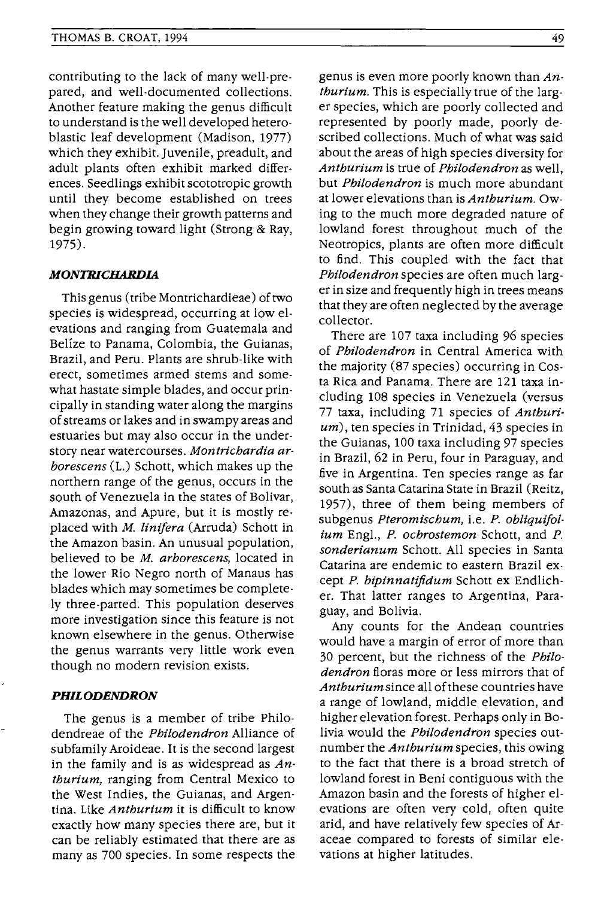contributing to the lack of many well-prepared, and well-documented collections. Another feature making the genus difficult to understand is the well developed heteroblastic leaf development (Madison, 1977) which they exhibit. Juvenile, preadult, and adult plants often exhibit marked differences. Seedlings exhibit scototropic growth until they become established on trees when they change their growth patterns and begin growing toward light (Strong & Ray, 1975).

### *MONTRICHARDIA*

This genus (tribe Montrichardieae) of two species is widespread, occurring at low elevations and ranging from Guatemala and Belize to Panama, Colombia, the Guianas, Brazil, and Peru. Plants are shrub-like with erect, sometimes armed stems and somewhat hastate simple blades, and occur principally in standing water along the margins of streams or lakes and in swampy areas and estuaries but may also occur in the understory near watercourses. *Montrichardia arborescens* (L.) Schott, which makes up the northern range of the genus, occurs in the south of Venezuela in the states of Bolivar, Amazonas, and Apure, but it is mostly replaced with *M. linifera* (Arruda) Schott in the Amazon basin. An unusual population, believed to be *M. arborescens*, located in the lower Rio Negro north of Manaus has blades which may sometimes be completely three-parted. This population deserves more investigation since this feature is not known elsewhere in the genus. Otherwise the genus warrants very little work even though no modern revision exists.

### *PHILODENDRON*

The genus is a member of tribe Philodendreae of the *Philodendron* Alliance of subfamily Aroideae. It is the second largest in the family and is as widespread as *Anthurium*, ranging from Central Mexico to the West Indies, the Guianas, and Argentina. Like *Anthurium* it is difficult to know exactly how many species there are, but it can be reliably estimated that there are as many as 700 species. In some respects the genus is even more poorly known than *Anthurium*. This is especially true of the larger species, which are poorly collected and represented by poorly made, poorly described collections. Much of what was said about the areas of high species diversity for *Anthurium* is true of *Philodendron* as well, but *Philodendron* is much more abundant at lower elevations than is *Anthurium*. Owing to the much more degraded nature of lowland forest throughout much of the Neotropics, plants are often more difficult to find. This coupled with the fact that *Philodendron* species are often much larger in size and frequently high in trees means that they are often neglected by the average collector.

There are 107 taxa including 96 species of *Philodendron* in Central America with the majority (87 species) occurring in Costa Rica and Panama. There are 121 taxa including 108 species in Venezuela (versus 77 taxa, including 71 species of *Anthurium*), ten species in Trinidad, 43 species in the Guianas, 100 taxa including 97 species in Brazil, 62 in Peru, four in Paraguay, and five in Argentina. Ten species range as far south as Santa Catarina State in Brazil (Reitz, 1957), three of them being members of subgenus *Pteromischum*, i.e. *P. obliquifolium* Engl., *P. ochrostemon* Schott, and *P. sonderianum* Schott. All species in Santa Catarina are endemic to eastern Brazil except *P. bipinnatifidum* Schott ex Endlicher. That latter ranges to Argentina, Paraguay, and Bolivia.

Any counts for the Andean countries would have a margin of error of more than 30 percent, but the richness of the *Philodendron* floras more or less mirrors that of *Anthurium* since all of these countries have a range of lowland, middle elevation, and higher elevation forest. Perhaps only in Bolivia would the *Philodendron* species outnumber the *Anthurium* species, this owing to the fact that there is a broad stretch of lowland forest in Beni contiguous with the Amazon basin and the forests of higher elevations are often very cold, often quite arid, and have relatively few species of Araceae compared to forests of similar elevations at higher latitudes.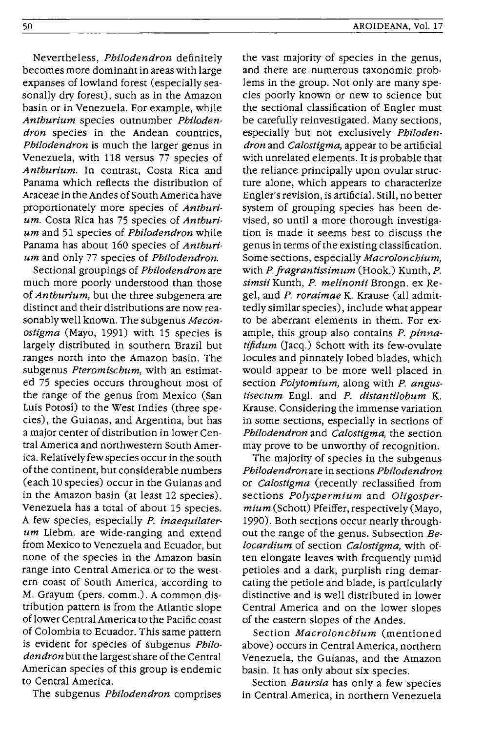Nevertheless, *Philodendron* definitely becomes more dominant in areas with large expanses of lowland forest (especially seasonally dry forest), such as in the Amazon basin or in Venezuela. For example, while *Anthurium* species outnumber *Philodendron* species in the Andean countries, *Philodendron* is much the larger genus in Venezuela, with 118 versus 77 species of *Anthurium*. In contrast, Costa Rica and Panama which reflects the distribution of Araceae in the Andes of South America have proportionately more species of *Anthurium*. Costa Rica has 75 species of *Anthurium* and 51 species of *Philodendron* while Panama has about 160 species of *Anthurium* and only 77 species of *Philodendron*.

Sectional groupings of *Philodendron* are much more poorly understood than those of *Anthurium*, but the three subgenera are distinct and their distributions are now reasonably well known. The subgenus *Meconostigma* (Mayo, 1991) with 15 species is largely distributed in southern Brazil but ranges north into the Amazon basin. The subgenus *Pteromischum*, with an estimated 75 species occurs throughout most of the range of the genus from Mexico (San Luis Potosí) to the West Indies (three species), the Guianas, and Argentina, but has a major center of distribution in lower Central America and northwestern South America. Relatively few species occur in the south of the continent, but considerable numbers (each 10 species) occur in the Guianas and in the Amazon basin (at least 12 species). Venezuela has a total of about 15 species. A few species, especially *P. inaequilaterum* Liebm. are wide-ranging and extend from Mexico to Venezuela and Ecuador, but none of the species in the Amazon basin range into Central America or to the western coast of South America, according to M. Grayum (pers. comm.). A common distribution pattern is from the Atlantic slope of lower Central America to the Pacific coast of Colombia to Ecuador. This same pattern is evident for species of subgenus *Philodendron* but the largest share of the Central American species of this group is endemic to Central America.

The subgenus *Philodendron* comprises the vast majority of species in the genus, and there are numerous taxonomic problems in the group. Not only are many species poorly known or new to science but the sectional classification of Engler must be carefully reinvestigated. Many sections, especially but not exclusively *Philodendron* and *Calostigma*, appear to be artificial with unrelated elements. It is probable that the reliance principally upon ovular structure alone, which appears to characterize Engler's revision, is artificial. Still, no better system of grouping species has been devised, so until a more thorough investigation is made it seems best to discuss the genus in terms of the existing classification. Some sections, especially *Macrolonchium*, with *P. fragrantissimum* (Hook.) Kunth, *P. simsii* Kunth, *P. melinonii* Brongn. ex Regel, and *P. roraimae* K. Krause (all admittedly similar species), include what appear to be aberrant elements in them. For example, this group also contains *P. pinnatifidum* (Jacq.) Schott with its few-ovulate locules and pinnately lobed blades, which would appear to be more well placed in section *Polytomium*, along with *P. angustisectum* Engl. and *P. distantilobum* K. Krause. Considering the immense variation in some sections, especially in sections of *Philodendron* and *Calostigma*, the section may prove to be unworthy of recognition.

The majority of species in the subgenus *Philodendron* are in sections *Philodendron* or *Calostigma* (recently reclassified from sections *Polyspermium* and *Oligospermium* (Schott) Pfeiffer, respectively (Mayo, 1990). Both sections occur nearly throughout the range of the genus. Subsection *Belocardium* of section *Calostigma*, with often elongate leaves with frequently tumid petioles and a dark, purplish ring demarcating the petiole and blade, is particularly distinctive and is well distributed in lower Central America and on the lower slopes of the eastern slopes of the Andes.

Section *Macrolonchium* (mentioned above) occurs in Central America, northern Venezuela, the Guianas, and the Amazon basin. It has only about six species.

Section *Baursia* has only a few species in Central America, in northern Venezuela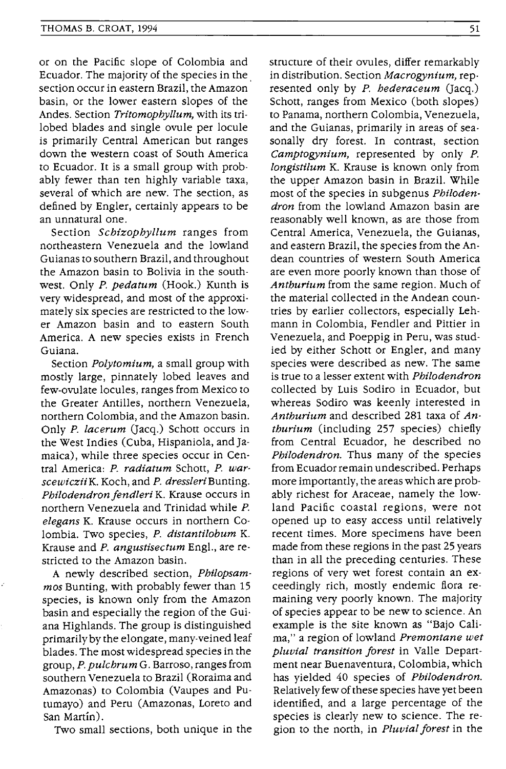or on the Pacific slope of Colombia and Ecuador. The majority of the species in the section occur in eastern Brazil, the Amazon basin, or the lower eastern slopes of the Andes. Section *Tritomophyllum,* with its trilobed blades and single ovule per locule is primarily Central American but ranges down the western coast of South America to Ecuador. It is a small group with probably fewer than ten highly variable taxa, several of which are new. The section, as defined by Engler, certainly appears to be an unnatural one.

Section *Schizophyllum* ranges from northeastern Venezuela and the lowland Guianas to southern Brazil, and throughout the Amazon basin to Bolivia in the southwest. Only *P. pedatum* (Hook.) Kunth is very widespread, and most of the approximately six species are restricted to the lower Amazon basin and to eastern South America. A new species exists in French Guiana.

Section *Polytomium,* a small group with mostly large, pinnately lobed leaves and few-ovulate locules, ranges from Mexico to the Greater Antilles, northern Venezuela, northern Colombia, and the Amazon basin. Only *P. lacerum* (Jacq.) Schott occurs in the West Indies (Cuba, Hispaniola, and Jamaica), while three species occur in Central America: *P. radiatum* Schott, *P. warscewiczii* K. Koch, and *P. dressleri* Bunting. *Philodendron fendleri* K. Krause occurs in northern Venezuela and Trinidad while *P. elegans* K. Krause occurs in northern Colombia. Two species, *P. distantilobum* K. Krause and *P. angustisectum* Engl., are restricted to the Amazon basin.

A newly described section, *Philopsammos* Bunting, with probably fewer than 15 species, is known only from the Amazon basin and especially the region of the Guiana Highlands. The group is distinguished primarily by the elongate, many-veined leaf blades. The most widespread species in the group, *P. pulchrum* G. Barroso, ranges from southern Venezuela to Brazil (Roraima and Amazonas) to Colombia (Vaupes and Putumayo) and Peru (Amazonas, Loreto and San Martín).

Two small sections, both unique in the structure of their ovules, differ remarkably in distribution. Section *Macrogynium,* represented only by *P. hederaceum* (Jacq.) Schott, ranges from Mexico (both slopes) to Panama, northern Colombia, Venezuela, and the Guianas, primarily in areas of seasonally dry forest. In contrast, section *Camptogynium,* represented by only *P. longistilum* K. Krause is known only from the upper Amazon basin in Brazil. While most of the species in subgenus *Philodendron* from the lowland Amazon basin are reasonably well known, as are those from Central America, Venezuela, the Guianas, and eastern Brazil, the species from the Andean countries of western South America are even more poorly known than those of *Anthurium* from the same region. Much of the material collected in the Andean countries by earlier collectors, especially Lehmann in Colombia, Fendler and Pittier in Venezuela, and Poeppig in Peru, was studied by either Schott or Engler, and many species were described as new. The same is true to a lesser extent with *Philodendron* collected by Luis Sodiro in Ecuador, but whereas Sodiro was keenly interested in *Anthurium* and described 281 taxa of *Anthurium* (including 257 species) chiefly from Central Ecuador, he described no *Philodendron.* Thus many of the species from Ecuador remain undescribed. Perhaps more importantly, the areas which are probably richest for Araceae, namely the lowland Pacific coastal regions, were not opened up to easy access until relatively recent times. More specimens have been made from these regions in the past 25 years than in all the preceding centuries. These regions of very wet forest contain an exceedingly rich, mostly endemic flora remaining very poorly known. The majority of species appear to be new to science. An example is the site known as "Bajo Calima," a region of lowland *Premontane wet pluvial transition forest* in Valle Department near Buenaventura, Colombia, which has yielded 40 species of *Philodendron.* Relatively few of these species have yet been identified, and a large percentage of the species is clearly new to science. The region to the north, in *Pluvial forest* in the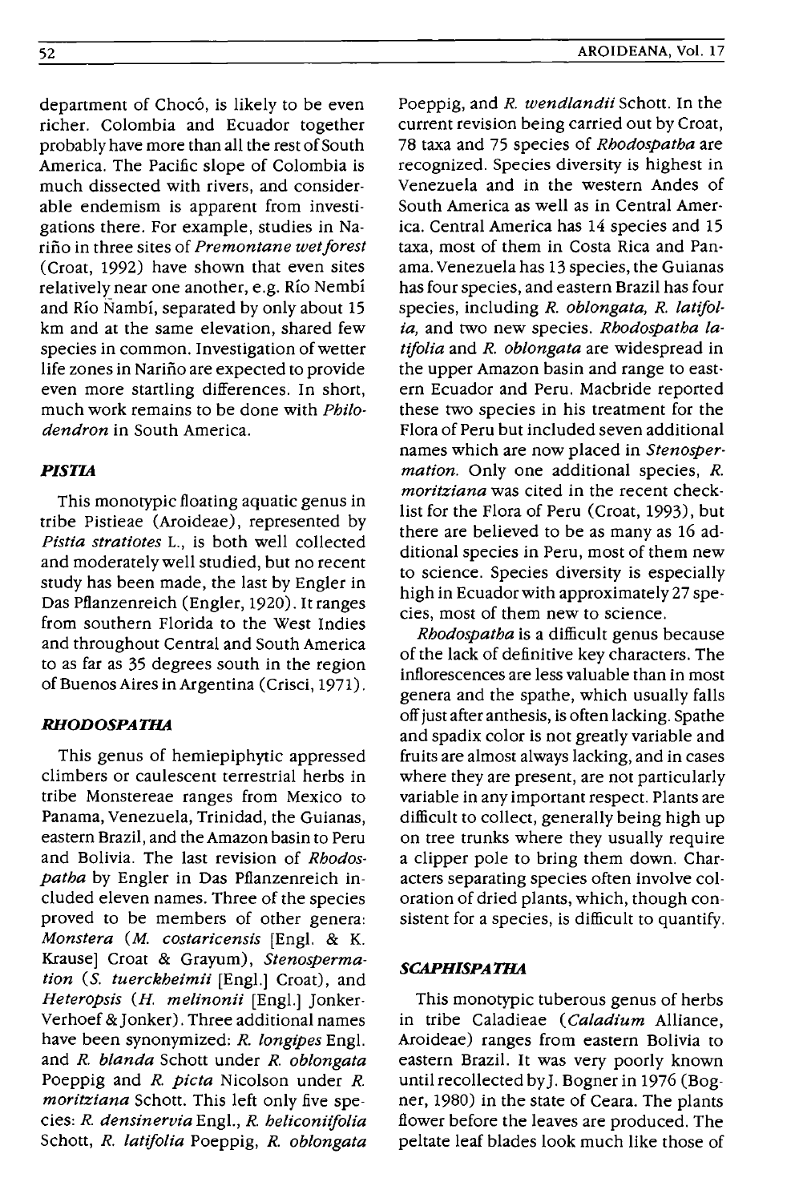department of Chocó, is likely to be even richer. Colombia and Ecuador together probably have more than all the rest of South America. The Pacific slope of Colombia is much dissected with rivers, and considerable endemism is apparent from investigations there. For example, studies in Nariño in three sites of *Premontane wet forest* (Croat, 1992) have shown that even sites relatively near one another, e.g. Río Nembí and Río Ñambí, separated by only about 15 km and at the same elevation, shared few species in common. Investigation of wetter life zones in Nariño are expected to provide even more startling differences. In short, much work remains to be done with *Philodendron* in South America.

### *PISTIA*

This monotypic floating aquatic genus in tribe Pistieae (Aroideae), represented by *Pistia stratiotes* L., is both well collected and moderately well studied, but no recent study has been made, the last by Engler in Das Pflanzenreich (Engler, 1920). It ranges from southern Florida to the West Indies and throughout Central and South America to as far as 35 degrees south in the region of Buenos Aires in Argentina (Crisci, 1971).

### *RHODOSPATHA*

This genus of hemiepiphytic appressed climbers or caulescent terrestrial herbs in tribe Monstereae ranges from Mexico to Panama, Venezuela, Trinidad, the Guianas, eastern Brazil, and the Amazon basin to Peru and Bolivia. The last revision of *Rhodospatha* by Engler in Das Pflanzenreich included eleven names. Three of the species proved to be members of other genera: *Monstera* (*M. costaricensis* [Engl. & K. Krause] Croat & Grayum), *Stenospermation* (*S. tuerckheimii* [Engl.] Croat), and *Heteropsis* (*H. melinonii* [Engl.] Jonker-Verhoef & Jonker). Three additional names have been synonymized: *R. longipes* Engl. and *R. blanda* Schott under *R. oblongata* Poeppig and *R. picta* Nicolson under *R. moritziana* Schott. This left only five species: *R. densinervia* Engl., *R. heliconiifolia* Schott, *R. latifolia* Poeppig, *R. oblongata* Poeppig, and *R. wendlandii* Schott. In the current revision being carried out by Croat, 78 taxa and 75 species of *Rhodospatha* are recognized. Species diversity is highest in Venezuela and in the western Andes of South America as well as in Central America. Central America has 14 species and 15 taxa, most of them in Costa Rica and Panama. Venezuela has 13 species, the Guianas has four species, and eastern Brazil has four species, including *R. oblongata*, *R. latifolia*, and two new species. *Rhodospatha latifolia* and *R. oblongata* are widespread in the upper Amazon basin and range to eastern Ecuador and Peru. Macbride reported these two species in his treatment for the Flora of Peru but included seven additional names which are now placed in *Stenospermation*. Only one additional species, *R. moritziana* was cited in the recent checklist for the Flora of Peru (Croat, 1993), but there are believed to be as many as 16 additional species in Peru, most of them new to science. Species diversity is especially high in Ecuador with approximately 27 species, most of them new to science.

*Rhodospatha* is a difficult genus because of the lack of definitive key characters. The inflorescences are less valuable than in most genera and the spathe, which usually falls off just after anthesis, is often lacking. Spathe and spadix color is not greatly variable and fruits are almost always lacking, and in cases where they are present, are not particularly variable in any important respect. Plants are difficult to collect, generally being high up on tree trunks where they usually require a clipper pole to bring them down. Characters separating species often involve coloration of dried plants, which, though consistent for a species, is difficult to quantify.

### *SCAPHISPATHA*

This monotypic tuberous genus of herbs in tribe Caladieae (*Caladium* Alliance, Aroideae) ranges from eastern Bolivia to eastern Brazil. It was very poorly known until recollected by J. Bogner in 1976 (Bogner, 1980) in the state of Ceara. The plants flower before the leaves are produced. The peltate leaf blades look much like those of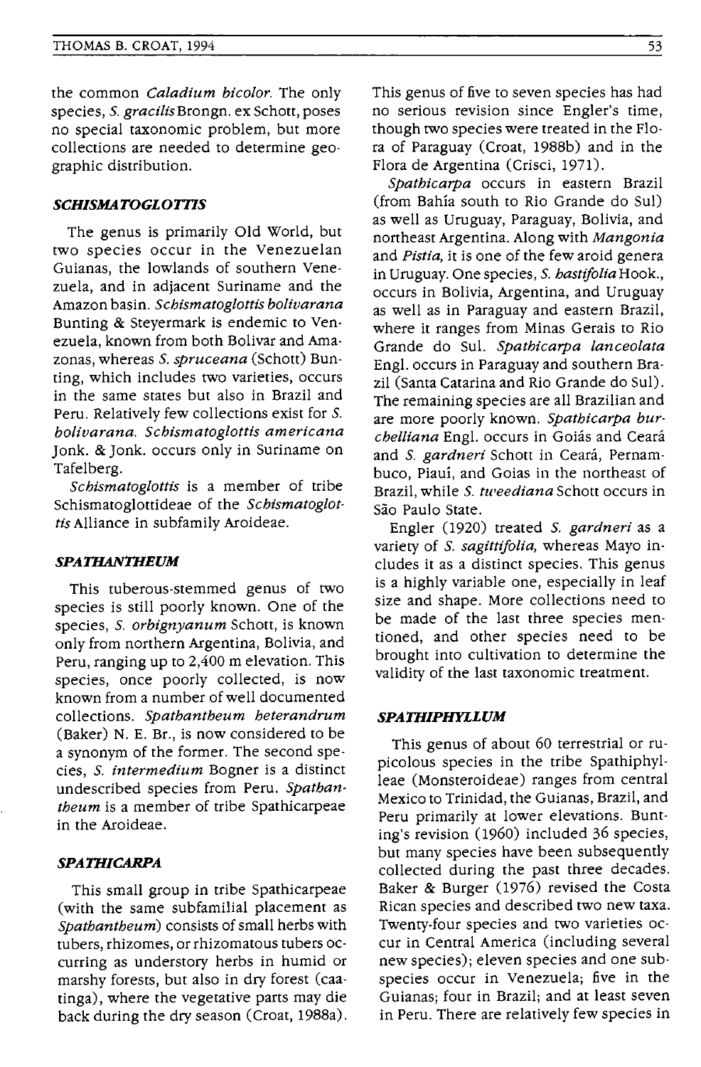the common *Caladium bicolor*. The only species, *S. gracilis* Brongn. ex Schott, poses no special taxonomic problem, but more collections are needed to determine geographic distribution.

### *SCHISMATOGLOTTIS*

The genus is primarily Old World, but two species occur in the Venezuelan Guianas, the lowlands of southern Venezuela, and in adjacent Suriname and the Amazon basin. *Schismatoglottis bolivarana* Bunting & Steyermark is endemic to Venezuela, known from both Bolivar and Amazonas, whereas *S. spruceana* (Schott) Bunting, which includes two varieties, occurs in the same states but also in Brazil and Peru. Relatively few collections exist for *S. bolivarana*. *Schismatoglottis americana* Jonk. & Jonk. occurs only in Suriname on Tafelberg.

*Schismatoglottis* is a member of tribe Schismatoglottideae of the *Schismatoglottis* Alliance in subfamily Aroideae.

### *SPATHANTHEUM*

This tuberous-stemmed genus of two species is still poorly known. One of the species, *S. orbignyanum* Schott, is known only from northern Argentina, Bolivia, and Peru, ranging up to 2,400 m elevation. This species, once poorly collected, is now known from a number of well documented collections. *Spathantheum heterandrum* (Baker) N. E. Br., is now considered to be a synonym of the former. The second species, *S. intermedium* Bogner is a distinct undescribed species from Peru. *Spathantheum* is a member of tribe Spathicarpeae in the Aroideae.

### *SPATHICARPA*

This small group in tribe Spathicarpeae (with the same subfamilial placement as *Spathantheum*) consists of small herbs with tubers, rhizomes, or rhizomatous tubers occurring as understory herbs in humid or marshy forests, but also in dry forest (caatinga), where the vegetative parts may die back during the dry season (Croat, 1988a). This genus of five to seven species has had no serious revision since Engler's time, though two species were treated in the Flora of Paraguay (Croat, 1988b) and in the Flora de Argentina (Crisci, 1971).

*Spathicarpa* occurs in eastern Brazil (from Bahía south to Rio Grande do Sul) as well as Uruguay, Paraguay, Bolivia, and northeast Argentina. Along with *Mangonia* and *Pistia*, it is one of the few aroid genera in Uruguay. One species, *S. hastifolia* Hook., occurs in Bolivia, Argentina, and Uruguay as well as in Paraguay and eastern Brazil, where it ranges from Minas Gerais to Rio Grande do Sul. *Spathicarpa lanceolata* Engl. occurs in Paraguay and southern Brazil (Santa Catarina and Rio Grande do Sul). The remaining species are all Brazilian and are more poorly known. *Spathicarpa burchelliana* Engl. occurs in Goiás and Ceará and *S. gardneri* Schott in Ceará, Pernambuco, Piauí, and Goias in the northeast of Brazil, while *S. tweediana* Schott occurs in São Paulo State.

Engler (1920) treated *S. gardneri* as a variety of *S. sagittifolia*, whereas Mayo includes it as a distinct species. This genus is a highly variable one, especially in leaf size and shape. More collections need to be made of the last three species mentioned, and other species need to be brought into cultivation to determine the validity of the last taxonomic treatment.

### *SPATHIPHYLLUM*

This genus of about 60 terrestrial or rupicolous species in the tribe Spathiphylleae (Monsteroideae) ranges from central Mexico to Trinidad, the Guianas, Brazil, and Peru primarily at lower elevations. Bunting's revision (1960) included 36 species, but many species have been subsequently collected during the past three decades. Baker & Burger (1976) revised the Costa Rican species and described two new taxa. Twenty-four species and two varieties occur in Central America (including several new species); eleven species and one subspecies occur in Venezuela; five in the Guianas; four in Brazil; and at least seven in Peru. There are relatively few species in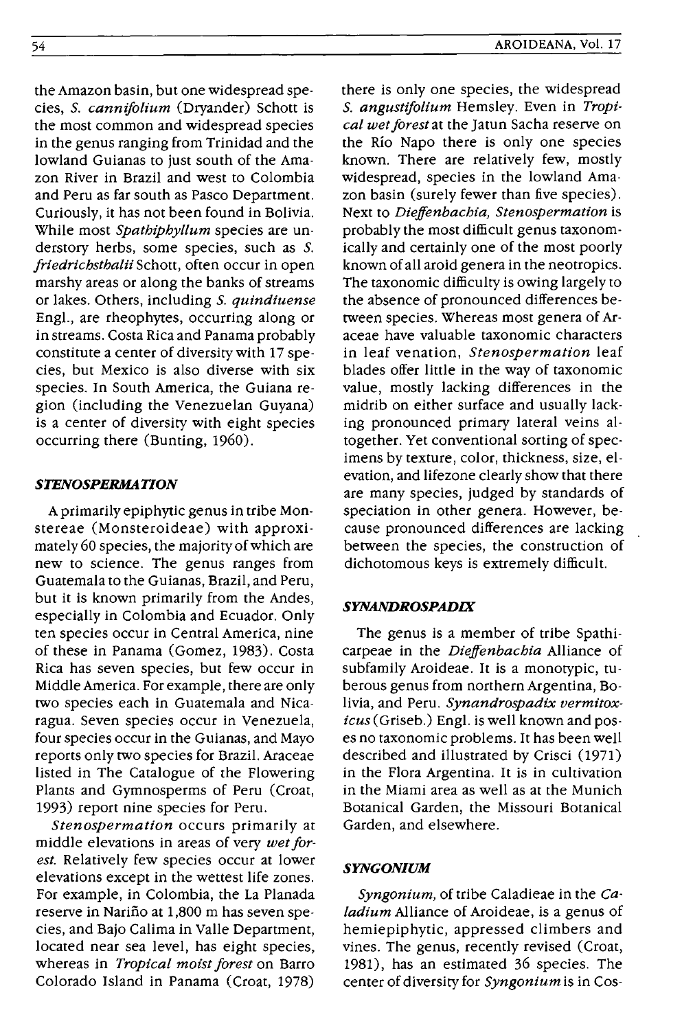the Amazon basin, but one widespread species, *S. cannifolium* (Dryander) Schott is the most common and widespread species in the genus ranging from Trinidad and the lowland Guianas to just south of the Amazon River in Brazil and west to Colombia and Peru as far south as Pasco Department. Curiously, it has not been found in Bolivia. While most *Spathiphyllum* species are understory herbs, some species, such as *S. friedrichsthalii* Schott, often occur in open marshy areas or along the banks of streams or lakes. Others, including *S. quindiuense* Engl., are rheophytes, occurring along or in streams. Costa Rica and Panama probably constitute a center of diversity with 17 species, but Mexico is also diverse with six species. In South America, the Guiana region (including the Venezuelan Guyana) is a center of diversity with eight species occurring there (Bunting, 1960).

### *STENOSPERMATION*

A primarily epiphytic genus in tribe Monstereae (Monsteroideae) with approximately 60 species, the majority of which are new to science. The genus ranges from Guatemala to the Guianas, Brazil, and Peru, but it is known primarily from the Andes, especially in Colombia and Ecuador. Only ten species occur in Central America, nine of these in Panama (Gomez, 1983). Costa Rica has seven species, but few occur in Middle America. For example, there are only two species each in Guatemala and Nicaragua. Seven species occur in Venezuela, four species occur in the Guianas, and Mayo reports only two species for Brazil. Araceae listed in The Catalogue of the Flowering Plants and Gymnosperms of Peru (Croat, 1993) report nine species for Peru.

*Stenospermation* occurs primarily at middle elevations in areas of very *wet forest*. Relatively few species occur at lower elevations except in the wettest life zones. For example, in Colombia, the La Planada reserve in Nariño at 1,800 m has seven species, and Bajo Calima in Valle Department, located near sea level, has eight species, whereas in *Tropical moist forest* on Barro Colorado Island in Panama (Croat, 1978) there is only one species, the widespread *S. angustifolium* Hemsley. Even in *Tropical wet forest* at the Jatun Sacha reserve on the Río Napo there is only one species known. There are relatively few, mostly widespread, species in the lowland Amazon basin (surely fewer than five species). Next to *Dieffenbachia*, *Stenospermation* is probably the most difficult genus taxonomically and certainly one of the most poorly known of all aroid genera in the neotropics. The taxonomic difficulty is owing largely to the absence of pronounced differences between species. Whereas most genera of Araceae have valuable taxonomic characters in leaf venation, *Stenospermation* leaf blades offer little in the way of taxonomic value, mostly lacking differences in the midrib on either surface and usually lacking pronounced primary lateral veins altogether. Yet conventional sorting of specimens by texture, color, thickness, size, elevation, and lifezone clearly show that there are many species, judged by standards of speciation in other genera. However, because pronounced differences are lacking between the species, the construction of dichotomous keys is extremely difficult.

### *SYNANDROSPADIX*

The genus is a member of tribe Spathicarpeae in the *Dieffenbachia* Alliance of subfamily Aroideae. It is a monotypic, tuberous genus from northern Argentina, Bolivia, and Peru. *Synandrospadix vermitoxicus* (Griseb.) Engl. is well known and poses no taxonomic problems. It has been well described and illustrated by Crisci (1971) in the Flora Argentina. It is in cultivation in the Miami area as well as at the Munich Botanical Garden, the Missouri Botanical Garden, and elsewhere.

### *SYNGONIUM*

*Syngonium*, of tribe Caladieae in the *Caladium* Alliance of Aroideae, is a genus of hemiepiphytic, appressed climbers and vines. The genus, recently revised (Croat, 1981), has an estimated 36 species. The center of diversity for *Syngonium* is in Cos-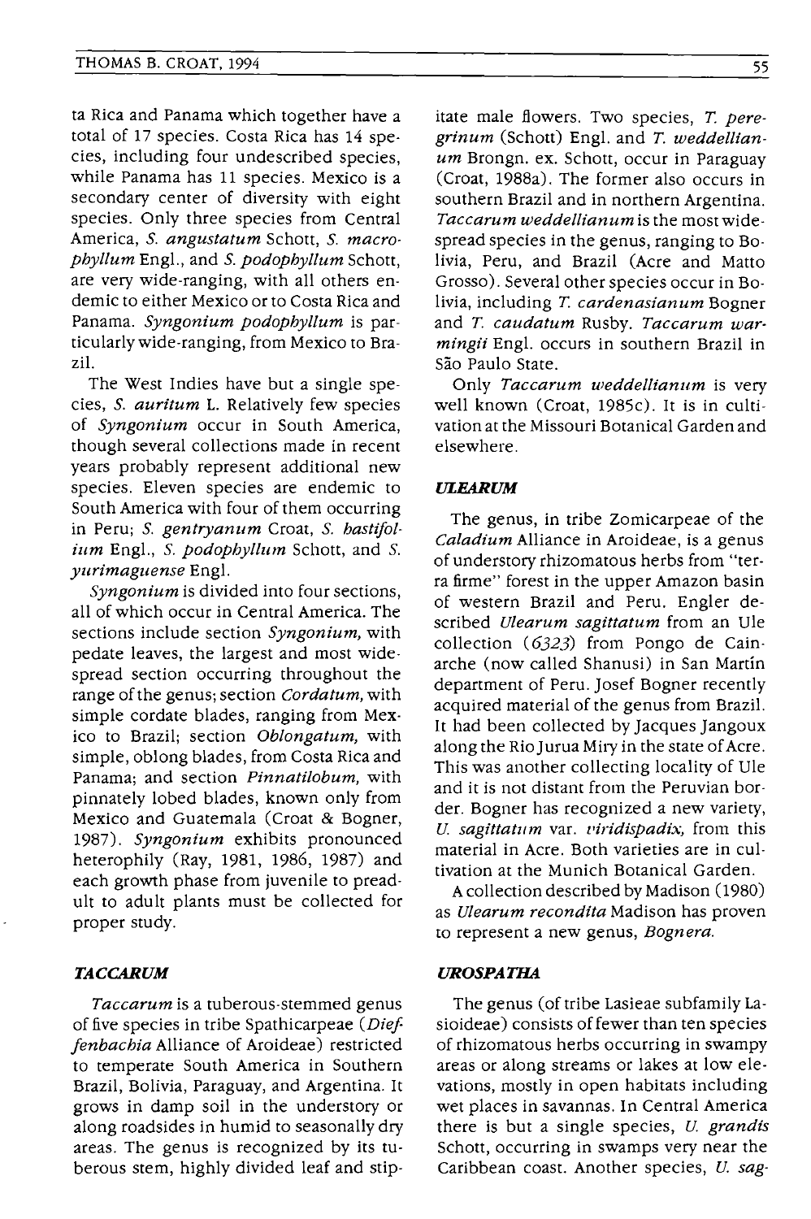ta Rica and Panama which together have a total of 17 species. Costa Rica has 14 species, including four undescribed species, while Panama has 11 species. Mexico is a secondary center of diversity with eight species. Only three species from Central America, *S. angustatum* Schott, *S. macrophyllum* Engl., and *S. podophyllum* Schott, are very wide-ranging, with all others endemic to either Mexico or to Costa Rica and Panama. *Syngonium podophyllum* is particularly wide-ranging, from Mexico to Brazil.

The West Indies have but a single species, *S. auritum* L. Relatively few species of *Syngonium* occur in South America, though several collections made in recent years probably represent additional new species. Eleven species are endemic to South America with four of them occurring in Peru; *S. gentryanum* Croat, *S. hastifolium* Engl., *S. podophyllum* Schott, and *S. yurimaguense* Engl.

*Syngonium* is divided into four sections, all of which occur in Central America. The sections include section *Syngonium*, with pedate leaves, the largest and most widespread section occurring throughout the range of the genus; section *Cordatum*, with simple cordate blades, ranging from Mexico to Brazil; section *Oblongatum*, with simple, oblong blades, from Costa Rica and Panama; and section *Pinnatilobum*, with pinnately lobed blades, known only from Mexico and Guatemala (Croat & Bogner, 1987). *Syngonium* exhibits pronounced heterophily (Ray, 1981, 1986, 1987) and each growth phase from juvenile to preadult to adult plants must be collected for proper study.

### *TACCARUM*

*Taccarum* is a tuberous-stemmed genus of five species in tribe Spathicarpeae (*Dieffenbachia* Alliance of Aroideae) restricted to temperate South America in Southern Brazil, Bolivia, Paraguay, and Argentina. It grows in damp soil in the understory or along roadsides in humid to seasonally dry areas. The genus is recognized by its tuberous stem, highly divided leaf and stipitate male flowers. Two species, *T. peregrinum* (Schott) Engl. and *T. weddellianum* Brongn. ex. Schott, occur in Paraguay (Croat, 1988a). The former also occurs in southern Brazil and in northern Argentina. *Taccarum weddellianum* is the most widespread species in the genus, ranging to Bolivia, Peru, and Brazil (Acre and Matto Grosso). Several other species occur in Bolivia, including *T. cardenasianum* Bogner and *T. caudatum* Rusby. *Taccarum warmingii* Engl. occurs in southern Brazil in São Paulo State.

Only *Taccarum weddellianum* is very well known (Croat, 1985c). It is in cultivation at the Missouri Botanical Garden and elsewhere.

### *ULEARUM*

The genus, in tribe Zomicarpeae of the *Caladium* Alliance in Aroideae, is a genus of understory rhizomatous herbs from "terra firme" forest in the upper Amazon basin of western Brazil and Peru. Engler described *Ulearum sagittatum* from an Ule collection (*6323*) from Pongo de Cainarche (now called Shanusi) in San Martín department of Peru. Josef Bogner recently acquired material of the genus from Brazil. It had been collected by Jacques Jangoux along the Rio Jurua Miry in the state of Acre. This was another collecting locality of Ule and it is not distant from the Peruvian border. Bogner has recognized a new variety, *U. sagittatum* var. *viridispadix*, from this material in Acre. Both varieties are in cultivation at the Munich Botanical Garden.

A collection described by Madison (1980) as *Ulearum recondita* Madison has proven to represent a new genus, *Bognera*.

### *UROSPATHA*

The genus (of tribe Lasieae subfamily Lasioideae) consists of fewer than ten species of rhizomatous herbs occurring in swampy areas or along streams or lakes at low elevations, mostly in open habitats including wet places in savannas. In Central America there is but a single species, *U. grandis* Schott, occurring in swamps very near the Caribbean coast. Another species, *U. sag-*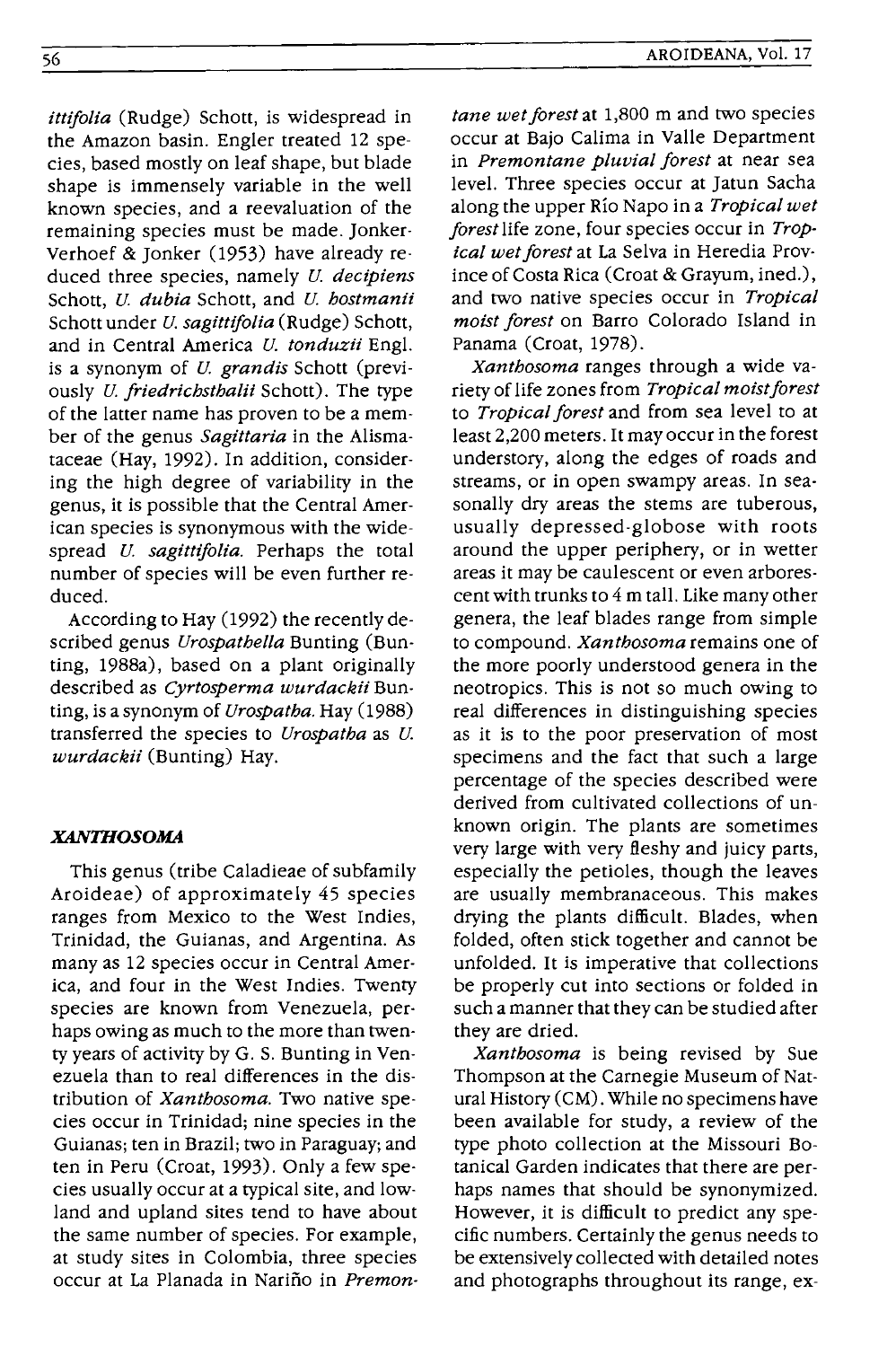*ittifolia* (Rudge) Schott, is widespread in the Amazon basin. Engler treated 12 species, based mostly on leaf shape, but blade shape is immensely variable in the well known species, and a reevaluation of the remaining species must be made. Jonker-Verhoef & Jonker (1953) have already reduced three species, namely *U. decipiens* Schott, *U. dubia* Schott, and *U. hostmanii* Schott under *U. sagittifolia* (Rudge) Schott, and in Central America *U. tonduzii* Engl. is a synonym of *U. grandis* Schott (previously *U. friedrichsthalii* Schott). The type of the latter name has proven to be a member of the genus *Sagittaria* in the Alismataceae (Hay, 1992). In addition, considering the high degree of variability in the genus, it is possible that the Central American species is synonymous with the widespread *U. sagittifolia*. Perhaps the total number of species will be even further reduced.

According to Hay (1992) the recently described genus *Urospathella* Bunting (Bunting, 1988a), based on a plant originally described as *Cyrtosperma wurdackii* Bunting, is a synonym of *Urospatha*. Hay (1988) transferred the species to *Urospatha* as *U. wurdackii* (Bunting) Hay.

## *XANTHOSOMA*

This genus (tribe Caladieae of subfamily Aroideae) of approximately 45 species ranges from Mexico to the West Indies, Trinidad, the Guianas, and Argentina. As many as 12 species occur in Central America, and four in the West Indies. Twenty species are known from Venezuela, perhaps owing as much to the more than twenty years of activity by G. S. Bunting in Venezuela than to real differences in the distribution of *Xanthosoma*. Two native species occur in Trinidad; nine species in the Guianas; ten in Brazil; two in Paraguay; and ten in Peru (Croat, 1993). Only a few species usually occur at a typical site, and lowland and upland sites tend to have about the same number of species. For example, at study sites in Colombia, three species occur at La Planada in Nariño in *Premontane wet forest* at 1,800 m and two species occur at Bajo Calima in Valle Department in *Premontane pluvial forest* at near sea level. Three species occur at Jatun Sacha along the upper Río Napo in a *Tropical wet forest* life zone, four species occur in *Tropical wet forest* at La Selva in Heredia Province of Costa Rica (Croat & Grayum, ined.), and two native species occur in *Tropical moist forest* on Barro Colorado Island in Panama (Croat, 1978).

*Xanthosoma* ranges through a wide variety of life zones from *Tropical moist forest* to *Tropical forest* and from sea level to at least 2,200 meters. It may occur in the forest understory, along the edges of roads and streams, or in open swampy areas. In seasonally dry areas the stems are tuberous, usually depressed-globose with roots around the upper periphery, or in wetter areas it may be caulescent or even arborescent with trunks to 4 m tall. Like many other genera, the leaf blades range from simple to compound. *Xanthosoma* remains one of the more poorly understood genera in the neotropics. This is not so much owing to real differences in distinguishing species as it is to the poor preservation of most specimens and the fact that such a large percentage of the species described were derived from cultivated collections of unknown origin. The plants are sometimes very large with very fleshy and juicy parts, especially the petioles, though the leaves are usually membranaceous. This makes drying the plants difficult. Blades, when folded, often stick together and cannot be unfolded. It is imperative that collections be properly cut into sections or folded in such a manner that they can be studied after they are dried.

*Xanthosoma* is being revised by Sue Thompson at the Carnegie Museum of Natural History (CM). While no specimens have been available for study, a review of the type photo collection at the Missouri Botanical Garden indicates that there are perhaps names that should be synonymized. However, it is difficult to predict any specific numbers. Certainly the genus needs to be extensively collected with detailed notes and photographs throughout its range, ex-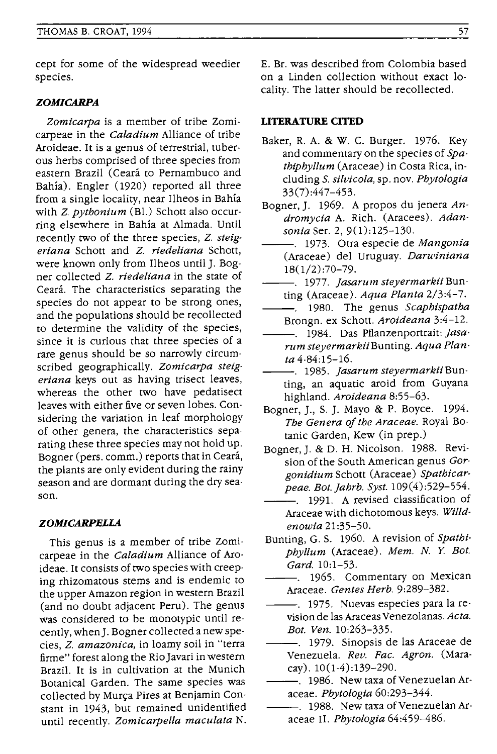cept for some of the widespread weedier species.

### *ZOMICARPA*

*Zomicarpa* is a member of tribe Zomicarpeae in the *Caladium* Alliance of tribe Aroideae. It is a genus of terrestrial, tuberous herbs comprised of three species from eastern Brazil (Ceará to Pernambuco and Bahía). Engler (1920) reported all three from a single locality, near Ilheos in Bahía with *Z. pythonium* (Bl.) Schott also occurring elsewhere in Bahía at Almada. Until recently two of the three species, *Z. steigeriana* Schott and *Z. riedeliana* Schott, were known only from Ilheos until J. Bogner collected *Z. riedeliana* in the state of Ceará. The characteristics separating the species do not appear to be strong ones, and the populations should be recollected to determine the validity of the species, since it is curious that three species of a rare genus should be so narrowly circumscribed geographically. *Zomicarpa steigeriana* keys out as having trisect leaves, whereas the other two have pedatisect leaves with either five or seven lobes. Considering the variation in leaf morphology of other genera, the characteristics separating these three species may not hold up. Bogner (pers. comm.) reports that in Ceará, the plants are only evident during the rainy season and are dormant during the dry season.

### *ZOMICARPELLA*

This genus is a member of tribe Zomicarpeae in the *Caladium* Alliance of Aroideae. It consists of two species with creeping rhizomatous stems and is endemic to the upper Amazon region in western Brazil (and no doubt adjacent Peru). The genus was considered to be monotypic until recently, when J. Bogner collected a new species, *Z. amazonica,* in loamy soil in "terra firme" forest along the Rio Javari in western Brazil. It is in cultivation at the Munich Botanical Garden. The same species was collected by Murça Pires at Benjamin Constant in 1943, but remained unidentified until recently. *Zomicarpella maculata* N. E. Br. was described from Colombia based on a Linden collection without exact locality. The latter should be recollected.

### LITERATURE CITED

Baker, R. A. & W. C. Burger. 1976. Key and commentary on the species of *Spathiphyllum* (Araceae) in Costa Rica, including *S. silvicola,* sp. nov. *Phytologia* 33(7):447–453.

Bogner, J. 1969. A propos du jenera *Andromycia* A. Rich. (Aracees). *Adansonia* Ser. 2, 9(1):125–130.

———. 1973. Otra especie de *Mangonia* (Araceae) del Uruguay. *Darwiniana* 18(1/2):70–79.

———. 1977. *Jasarum steyermarkii* Bunting (Araceae). *Aqua Planta* 2/3:4–7.

———. 1980. The genus *Scaphispatha* Brongn. ex Schott. *Aroideana* 3:4–12.

———. 1984. Das Pflanzenportrait: *Jasarum steyermarkii* Bunting. *Aqua Planta* 4-84:15–16.

———. 1985. *Jasarum steyermarkii* Bunting, an aquatic aroid from Guyana highland. *Aroideana* 8:55–63.

Bogner, J., S. J. Mayo & P. Boyce. 1994. *The Genera of the Araceae.* Royal Botanic Garden, Kew (in prep.)

Bogner, J. & D. H. Nicolson. 1988. Revision of the South American genus *Gorgonidium* Schott (Araceae) *Spathicarpeae. Bot. Jahrb. Syst.* 109(4):529–554.

———. 1991. A revised classification of Araceae with dichotomous keys. *Willdenowia* 21:35–50.

Bunting, G. S. 1960. A revision of *Spathiphyllum* (Araceae). *Mem. N. Y. Bot. Gard.* 10:1–53.

———. 1965. Commentary on Mexican Araceae. *Gentes Herb.* 9:289–382.

———. 1975. Nuevas especies para la revision de las Araceas Venezolanas. *Acta. Bot. Ven.* 10:263–335.

———. 1979. Sinopsis de las Araceae de Venezuela. *Rev. Fac. Agron.* (Maracay). 10(1-4):139–290.

———. 1986. New taxa of Venezuelan Araceae. *Phytologia* 60:293–344.

———. 1988. New taxa of Venezuelan Araceae II. *Phytologia* 64:459–486.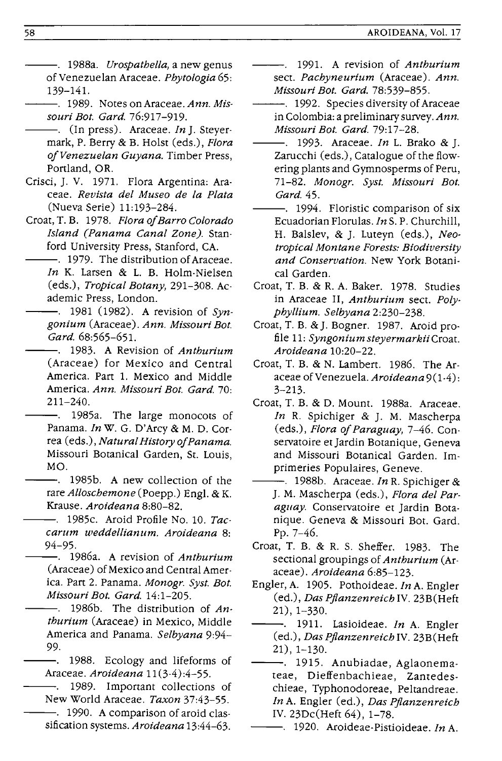———. 1988a. *Urospathella,* a new genus of Venezuelan Araceae. *Phytologia* 65: 139–141.

———. 1989. Notes on Araceae. *Ann. Missouri Bot. Gard.* 76:917–919.

———. (In press). Araceae. *In* J. Steyermark, P. Berry & B. Holst (eds.), *Flora of Venezuelan Guyana.* Timber Press, Portland, OR.

Crisci, J. V. 1971. Flora Argentina: Araceae. *Revista del Museo de la Plata* (Nueva Serie) 11:193–284.

Croat, T. B. 1978. *Flora of Barro Colorado Island (Panama Canal Zone).* Stanford University Press, Stanford, CA.

———. 1979. The distribution of Araceae. *In* K. Larsen & L. B. Holm-Nielsen (eds.), *Tropical Botany,* 291–308. Academic Press, London.

———. 1981 (1982). A revision of *Syngonium* (Araceae). *Ann. Missouri Bot. Gard.* 68:565–651.

———. 1983. A Revision of *Anthurium* (Araceae) for Mexico and Central America. Part 1. Mexico and Middle America. *Ann. Missouri Bot. Gard.* 70: 211–240.

———. 1985a. The large monocots of Panama. *In* W. G. D'Arcy & M. D. Correa (eds.), *Natural History of Panama.* Missouri Botanical Garden, St. Louis, MO.

———. 1985b. A new collection of the rare *Alloschemone* (Poepp.) Engl. & K. Krause. *Aroideana* 8:80–82.

———. 1985c. Aroid Profile No. 10. *Taccarum weddellianum. Aroideana* 8: 94–95.

———. 1986a. A revision of *Anthurium* (Araceae) of Mexico and Central America. Part 2. Panama. *Monogr. Syst. Bot. Missouri Bot. Gard.* 14:1–205.

———. 1986b. The distribution of *Anthurium* (Araceae) in Mexico, Middle America and Panama. *Selbyana* 9:94–99.

———. 1988. Ecology and lifeforms of Araceae. *Aroideana* 11(3-4):4–55.

———. 1989. Important collections of New World Araceae. *Taxon* 37:43–55.

———. 1990. A comparison of aroid classification systems. *Aroideana* 13:44–63.

———. 1991. A revision of *Anthurium* sect. *Pachyneurium* (Araceae). *Ann. Missouri Bot. Gard.* 78:539–855.

———. 1992. Species diversity of Araceae in Colombia: a preliminary survey. *Ann. Missouri Bot. Gard.* 79:17–28.

———. 1993. Araceae. *In* L. Brako & J. Zarucchi (eds.), Catalogue of the flowering plants and Gymnosperms of Peru, 71–82. *Monogr. Syst. Missouri Bot. Gard.* 45.

———. 1994. Floristic comparison of six Ecuadorian Florulas. *In* S. P. Churchill, H. Balslev, & J. Luteyn (eds.), *Neotropical Montane Forests: Biodiversity and Conservation.* New York Botanical Garden.

Croat, T. B. & R. A. Baker. 1978. Studies in Araceae II, *Anthurium* sect. *Polyphyllium. Selbyana* 2:230–238.

Croat, T. B. & J. Bogner. 1987. Aroid profile 11: *Syngonium steyermarkii* Croat. *Aroideana* 10:20–22.

Croat, T. B. & N. Lambert. 1986. The Araceae of Venezuela. *Aroideana* 9(1-4): 3–213.

Croat, T. B. & D. Mount. 1988a. Araceae. *In* R. Spichiger & J. M. Mascherpa (eds.), *Flora of Paraguay,* 7–46. Conservatoire et Jardin Botanique, Geneva and Missouri Botanical Garden. Imprimeries Populaires, Geneve.

———. 1988b. Araceae. *In* R. Spichiger & J. M. Mascherpa (eds.), *Flora del Paraguay.* Conservatoire et Jardin Botanique. Geneva & Missouri Bot. Gard. Pp. 7–46.

Croat, T. B. & R. S. Sheffer. 1983. The sectional groupings of *Anthurium* (Araceae). *Aroideana* 6:85–123.

Engler, A. 1905. Pothoideae. *In* A. Engler (ed.), *Das Pflanzenreich* IV. 23B(Heft 21), 1–330.

———. 1911. Lasioideae. *In* A. Engler (ed.), *Das Pflanzenreich* IV. 23B(Heft 21), 1–130.

———. 1915. Anubiadae, Aglaonemateae, Dieffenbachieae, Zantedeschieae, Typhonodoreae, Peltandreae. *In* A. Engler (ed.), *Das Pflanzenreich* IV. 23Dc(Heft 64), 1–78.

———. 1920. Aroideae-Pistioideae. *In* A.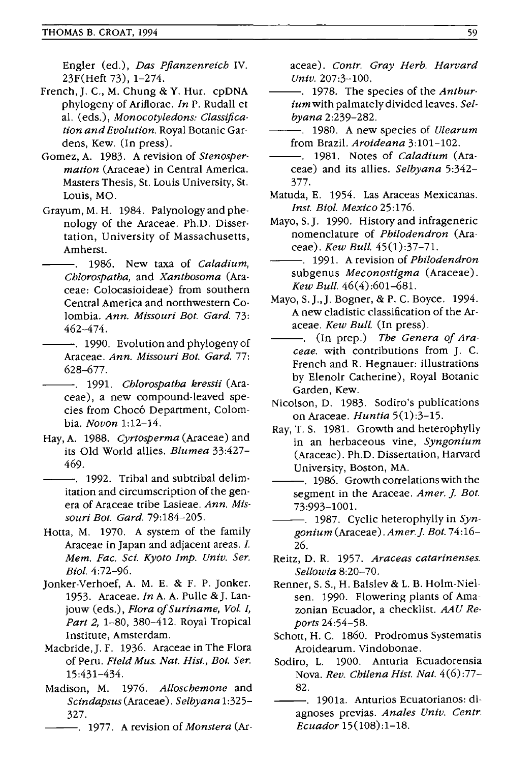Engler (ed.), *Das Pflanzenreich* IV. 23F(Heft 73), 1–274.

French, J. C., M. Chung & Y. Hur. cpDNA phylogeny of Ariflorae. *In* P. Rudall et al. (eds.), *Monocotyledons: Classification and Evolution.* Royal Botanic Gardens, Kew. (In press).

Gomez, A. 1983. A revision of *Stenospermation* (Araceae) in Central America. Masters Thesis, St. Louis University, St. Louis, MO.

Grayum, M. H. 1984. Palynology and phenology of the Araceae. Ph.D. Dissertation, University of Massachusetts, Amherst.

———. 1986. New taxa of *Caladium, Chlorospatha,* and *Xanthosoma* (Araceae: Colocasioideae) from southern Central America and northwestern Colombia. *Ann. Missouri Bot. Gard.* 73: 462–474.

———. 1990. Evolution and phylogeny of Araceae. *Ann. Missouri Bot. Gard.* 77: 628–677.

———. 1991. *Chlorospatha kressii* (Araceae), a new compound-leaved species from Chocó Department, Colombia. *Novon* 1:12–14.

Hay, A. 1988. *Cyrtosperma* (Araceae) and its Old World allies. *Blumea* 33:427–469.

———. 1992. Tribal and subtribal delimitation and circumscription of the genera of Araceae tribe Lasieae. *Ann. Missouri Bot. Gard.* 79:184–205.

Hotta, M. 1970. A system of the family Araceae in Japan and adjacent areas. *I. Mem. Fac. Sci. Kyoto Imp. Univ. Ser. Biol.* 4:72–96.

Jonker-Verhoef, A. M. E. & F. P. Jonker. 1953. Araceae. *In* A. A. Pulle & J. Lanjouw (eds.), *Flora of Suriname, Vol. I, Part 2,* 1–80, 380–412. Royal Tropical Institute, Amsterdam.

Macbride, J. F. 1936. Araceae in The Flora of Peru. *Field Mus. Nat. Hist., Bot. Ser.* 15:431–434.

Madison, M. 1976. *Alloschemone* and *Scindapsus* (Araceae). *Selbyana* 1:325–327.

———. 1977. A revision of *Monstera* (Araceae). *Contr. Gray Herb. Harvard Univ.* 207:3–100.

———. 1978. The species of the *Anthurium* with palmately divided leaves. *Selbyana* 2:239–282.

———. 1980. A new species of *Ulearum* from Brazil. *Aroideana* 3:101–102.

———. 1981. Notes of *Caladium* (Araceae) and its allies. *Selbyana* 5:342–377.

Matuda, E. 1954. Las Araceas Mexicanas. *Inst. Biol. Mexico* 25:176.

Mayo, S. J. 1990. History and infrageneric nomenclature of *Philodendron* (Araceae). *Kew Bull.* 45(1):37–71.

———. 1991. A revision of *Philodendron* subgenus *Meconostigma* (Araceae). *Kew Bull.* 46(4):601–681.

Mayo, S. J., J. Bogner, & P. C. Boyce. 1994. A new cladistic classification of the Araceae. *Kew Bull.* (In press).

———. (In prep.) *The Genera of Araceae.* with contributions from J. C. French and R. Hegnauer: illustrations by Elenolr Catherine), Royal Botanic Garden, Kew.

Nicolson, D. 1983. Sodiro's publications on Araceae. *Huntia* 5(1):3–15.

Ray, T. S. 1981. Growth and heterophylly in an herbaceous vine, *Syngonium* (Araceae). Ph.D. Dissertation, Harvard University, Boston, MA.

———. 1986. Growth correlations with the segment in the Araceae. *Amer. J. Bot.* 73:993–1001.

———. 1987. Cyclic heterophylly in *Syngonium* (Araceae). *Amer. J. Bot.* 74:16–26.

Reitz, D. R. 1957. *Araceas catarinenses. Sellowia* 8:20–70.

Renner, S. S., H. Balslev & L. B. Holm-Nielsen. 1990. Flowering plants of Amazonian Ecuador, a checklist. *AAU Reports* 24:54–58.

Schott, H. C. 1860. Prodromus Systematis Aroidearum. Vindobonae.

Sodiro, L. 1900. Anturia Ecuadorensia Nova. *Rev. Chilena Hist. Nat.* 4(6):77–82.

———. 1901a. Anturios Ecuatorianos: diagnoses previas. *Anales Univ. Centr. Ecuador* 15(108):1–18.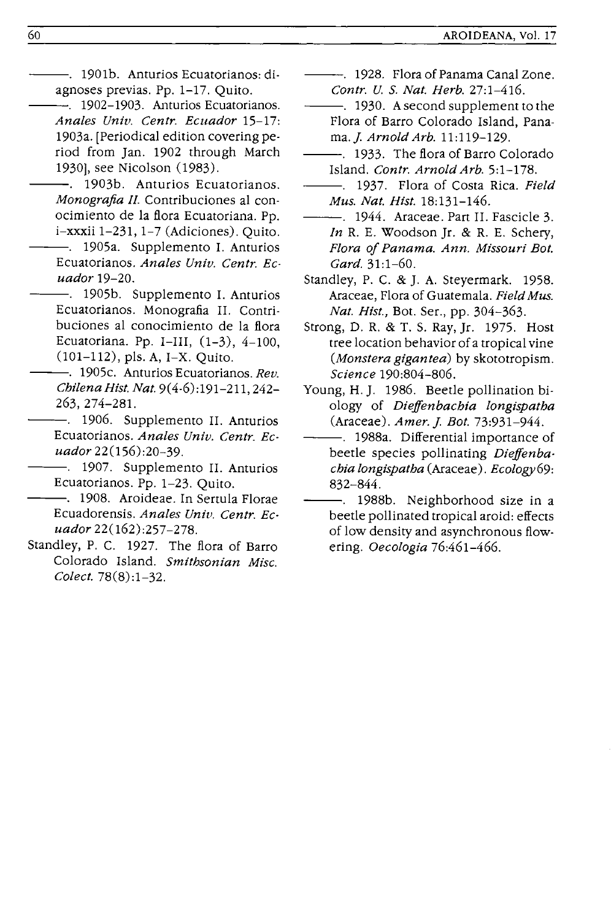———. 1901b. Anturios Ecuatorianos: diagnoses previas. Pp. 1–17. Quito.

———. 1902–1903. Anturios Ecuatorianos. *Anales Univ. Centr. Ecuador* 15–17: 1903a. [Periodical edition covering period from Jan. 1902 through March 1930], see Nicolson (1983).

———. 1903b. Anturios Ecuatorianos. *Monografia II.* Contribuciones al conocimiento de la flora Ecuatoriana. Pp. i–xxxii 1–231, 1–7 (Adiciones). Quito.

———. 1905a. Supplemento I. Anturios Ecuatorianos. *Anales Univ. Centr. Ecuador* 19–20.

———. 1905b. Supplemento I. Anturios Ecuatorianos. Monografia II. Contribuciones al conocimiento de la flora Ecuatoriana. Pp. I–III, (1–3), 4–100, (101–112), pls. A, I–X. Quito.

———. 1905c. Anturios Ecuatorianos. *Rev. Chilena Hist. Nat.* 9(4-6):191–211, 242–263, 274–281.

———. 1906. Supplemento II. Anturios Ecuatorianos. *Anales Univ. Centr. Ecuador* 22(156):20–39.

———. 1907. Supplemento II. Anturios Ecuatorianos. Pp. 1–23. Quito.

———. 1908. Aroideae. In Sertula Florae Ecuadorensis. *Anales Univ. Centr. Ecuador* 22(162):257–278.

Standley, P. C. 1927. The flora of Barro Colorado Island. *Smithsonian Misc. Colect.* 78(8):1–32.

———. 1928. Flora of Panama Canal Zone. *Contr. U. S. Nat. Herb.* 27:1–416.

———. 1930. A second supplement to the Flora of Barro Colorado Island, Panama. *J. Arnold Arb.* 11:119–129.

———. 1933. The flora of Barro Colorado Island. *Contr. Arnold Arb.* 5:1–178.

———. 1937. Flora of Costa Rica. *Field Mus. Nat. Hist.* 18:131–146.

———. 1944. Araceae. Part II. Fascicle 3. *In* R. E. Woodson Jr. & R. E. Schery, *Flora of Panama. Ann. Missouri Bot. Gard.* 31:1–60.

Standley, P. C. & J. A. Steyermark. 1958. Araceae, Flora of Guatemala. *Field Mus. Nat. Hist.,* Bot. Ser., pp. 304–363.

Strong, D. R. & T. S. Ray, Jr. 1975. Host tree location behavior of a tropical vine (*Monstera gigantea*) by skototropism. *Science* 190:804–806.

Young, H. J. 1986. Beetle pollination biology of *Dieffenbachia longispatha* (Araceae). *Amer. J. Bot.* 73:931–944.

———. 1988a. Differential importance of beetle species pollinating *Dieffenbachia longispatha* (Araceae). *Ecology* 69: 832–844.

———. 1988b. Neighborhood size in a beetle pollinated tropical aroid: effects of low density and asynchronous flowering. *Oecologia* 76:461–466.